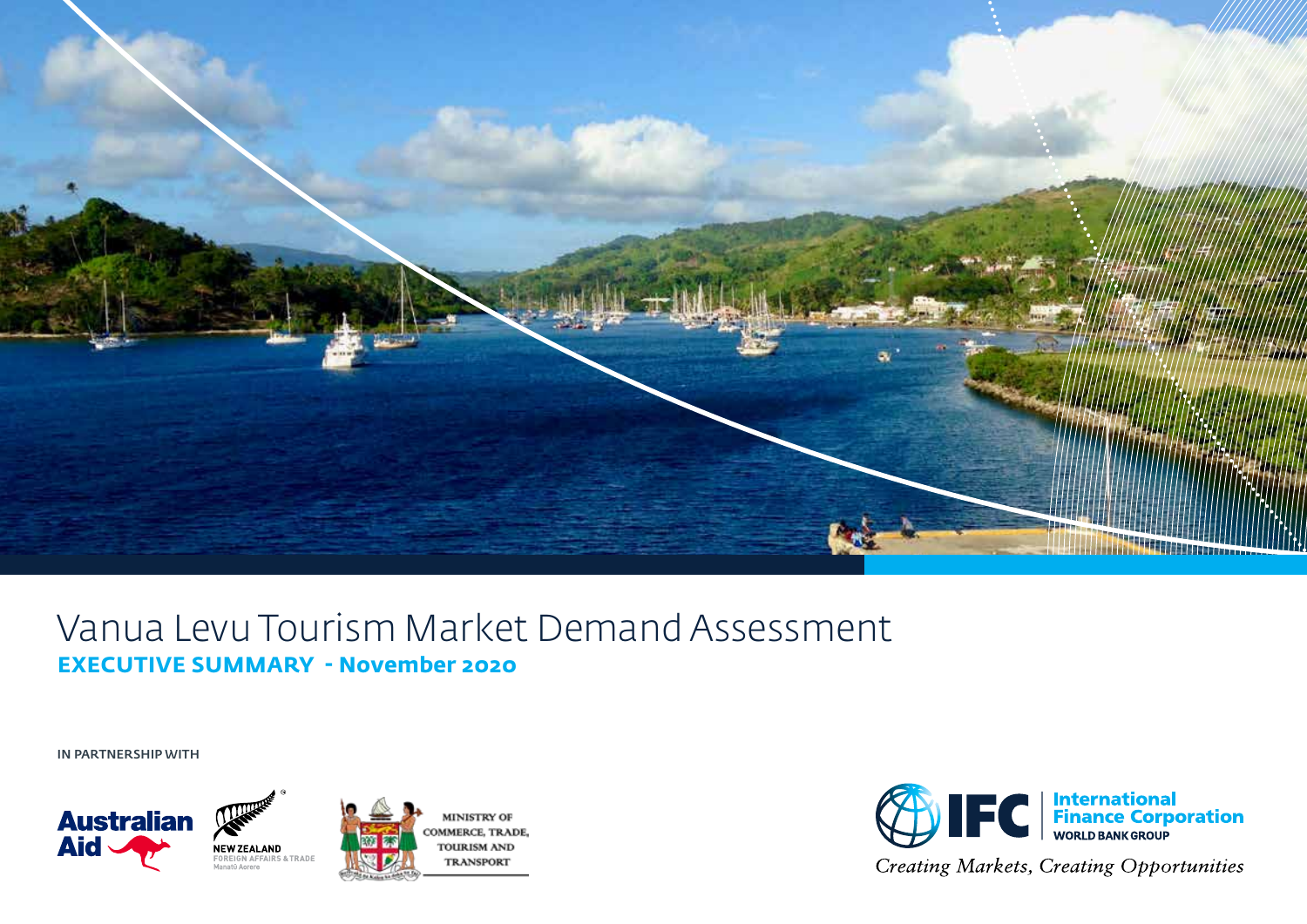# Vanua Levu Tourism Market Demand Assessment

**EXECUTIVE SUMMARY - November 2020**

IN PARTNERSHIP WITH

Australian Aid

NEW ZEALAND
FOREIGN AFFAIRS & TRADE
Manatū Aorere

MINISTRY OF COMMERCE, TRADE, TOURISM AND TRANSPORT

IFC | International Finance Corporation
WORLD BANK GROUP

*Creating Markets, Creating Opportunities*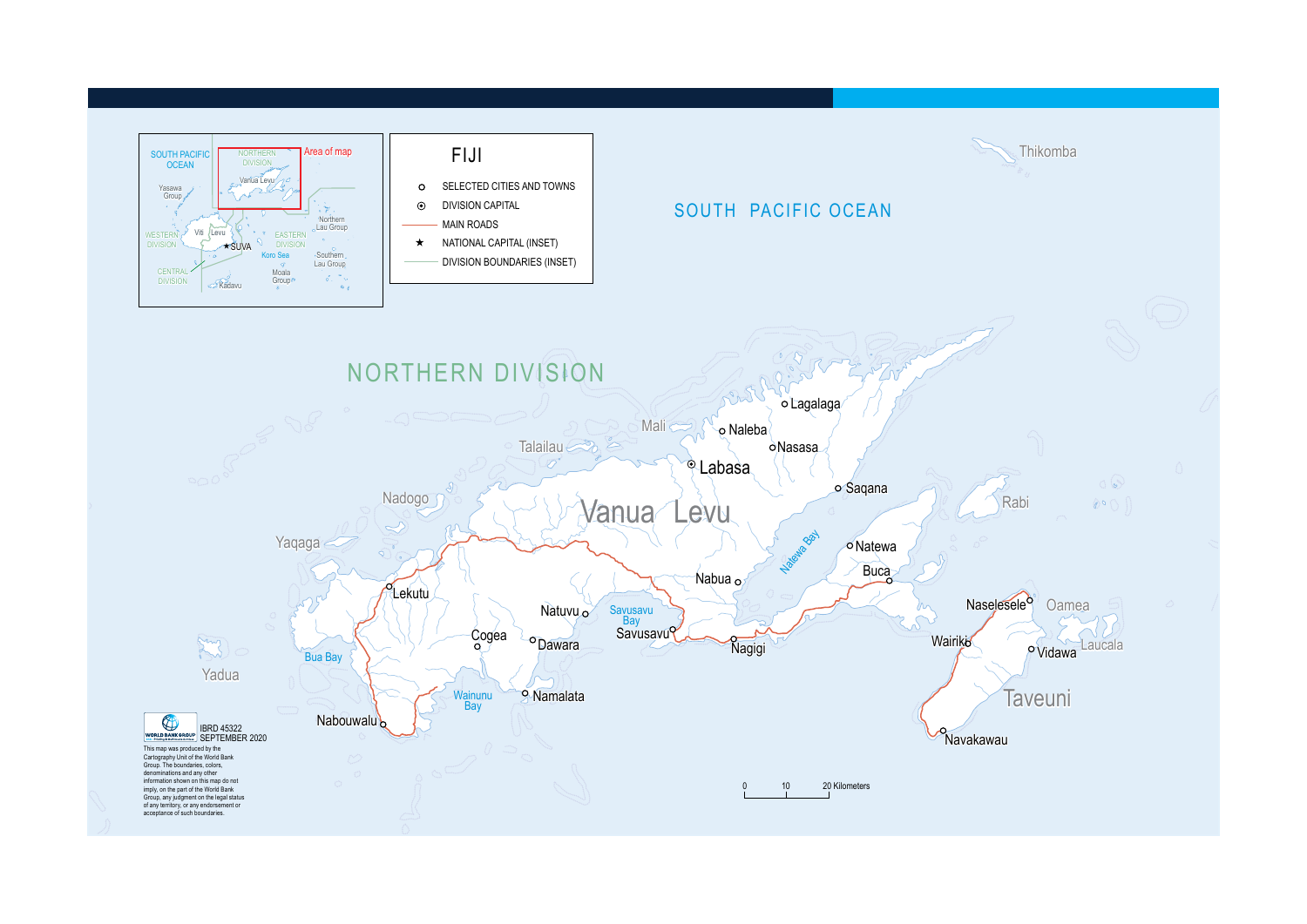# FIJI

- ○ SELECTED CITIES AND TOWNS
- ⊙ DIVISION CAPITAL
- MAIN ROADS
- ★ NATIONAL CAPITAL (INSET)
- DIVISION BOUNDARIES (INSET)

SOUTH PACIFIC OCEAN

NORTHERN DIVISION

Thikomba, Lagalaga, Mali, Naleba, Nasasa, Talailau, Labasa, Saqana, Nadogo, Vanua Levu, Rabi, Yaqaga, Natewa Bay, Natewa, Buca, Nabua, Lekutu, Naselesele, Oamea, Natuvu, Savusavu Bay, Savusavu, Nagigi, Wairiki, Vidawa, Laucala, Cogea, Dawara, Bua Bay, Yadua, Wainunu Bay, Namalata, Taveuni, Nabouwalu, Navakawau

Inset: SOUTH PACIFIC OCEAN, NORTHERN DIVISION, Area of map, Vanua Levu, Yasawa Group, Viti Levu, WESTERN DIVISION, SUVA, EASTERN DIVISION, Northern Lau Group, Koro Sea, Southern Lau Group, CENTRAL DIVISION, Moala Group, Kadavu

0 10 20 Kilometers

IBRD 45322
SEPTEMBER 2020

This map was produced by the Cartography Unit of the World Bank Group. The boundaries, colors, denominations and any other information shown on this map do not imply, on the part of the World Bank Group, any judgment on the legal status of any territory, or any endorsement or acceptance of such boundaries.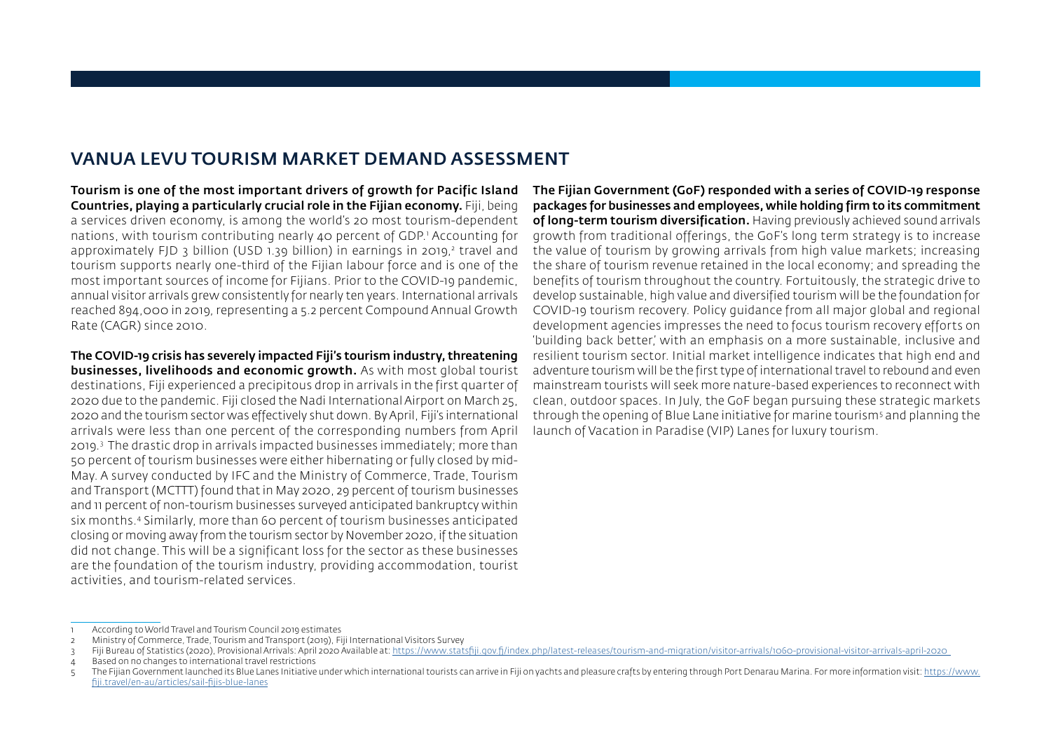## VANUA LEVU TOURISM MARKET DEMAND ASSESSMENT

**Tourism is one of the most important drivers of growth for Pacific Island Countries, playing a particularly crucial role in the Fijian economy.** Fiji, being a services driven economy, is among the world's 20 most tourism-dependent nations, with tourism contributing nearly 40 percent of GDP.[1] Accounting for approximately FJD 3 billion (USD 1.39 billion) in earnings in 2019,[2] travel and tourism supports nearly one-third of the Fijian labour force and is one of the most important sources of income for Fijians. Prior to the COVID-19 pandemic, annual visitor arrivals grew consistently for nearly ten years. International arrivals reached 894,000 in 2019, representing a 5.2 percent Compound Annual Growth Rate (CAGR) since 2010.

**The COVID-19 crisis has severely impacted Fiji's tourism industry, threatening businesses, livelihoods and economic growth.** As with most global tourist destinations, Fiji experienced a precipitous drop in arrivals in the first quarter of 2020 due to the pandemic. Fiji closed the Nadi International Airport on March 25, 2020 and the tourism sector was effectively shut down. By April, Fiji's international arrivals were less than one percent of the corresponding numbers from April 2019.[3] The drastic drop in arrivals impacted businesses immediately; more than 50 percent of tourism businesses were either hibernating or fully closed by mid-May. A survey conducted by IFC and the Ministry of Commerce, Trade, Tourism and Transport (MCTTT) found that in May 2020, 29 percent of tourism businesses and 11 percent of non-tourism businesses surveyed anticipated bankruptcy within six months.[4] Similarly, more than 60 percent of tourism businesses anticipated closing or moving away from the tourism sector by November 2020, if the situation did not change. This will be a significant loss for the sector as these businesses are the foundation of the tourism industry, providing accommodation, tourist activities, and tourism-related services.

**The Fijian Government (GoF) responded with a series of COVID-19 response packages for businesses and employees, while holding firm to its commitment of long-term tourism diversification.** Having previously achieved sound arrivals growth from traditional offerings, the GoF's long term strategy is to increase the value of tourism by growing arrivals from high value markets; increasing the share of tourism revenue retained in the local economy; and spreading the benefits of tourism throughout the country. Fortuitously, the strategic drive to develop sustainable, high value and diversified tourism will be the foundation for COVID-19 tourism recovery. Policy guidance from all major global and regional development agencies impresses the need to focus tourism recovery efforts on 'building back better,' with an emphasis on a more sustainable, inclusive and resilient tourism sector. Initial market intelligence indicates that high end and adventure tourism will be the first type of international travel to rebound and even mainstream tourists will seek more nature-based experiences to reconnect with clean, outdoor spaces. In July, the GoF began pursuing these strategic markets through the opening of Blue Lane initiative for marine tourism[5] and planning the launch of Vacation in Paradise (VIP) Lanes for luxury tourism.

---

1 According to World Travel and Tourism Council 2019 estimates

2 Ministry of Commerce, Trade, Tourism and Transport (2019), Fiji International Visitors Survey

3 Fiji Bureau of Statistics (2020), Provisional Arrivals: April 2020 Available at: https://www.statsfiji.gov.fj/index.php/latest-releases/tourism-and-migration/visitor-arrivals/1060-provisional-visitor-arrivals-april-2020

4 Based on no changes to international travel restrictions

5 The Fijian Government launched its Blue Lanes Initiative under which international tourists can arrive in Fiji on yachts and pleasure crafts by entering through Port Denarau Marina. For more information visit: https://www.fiji.travel/en-au/articles/sail-fijis-blue-lanes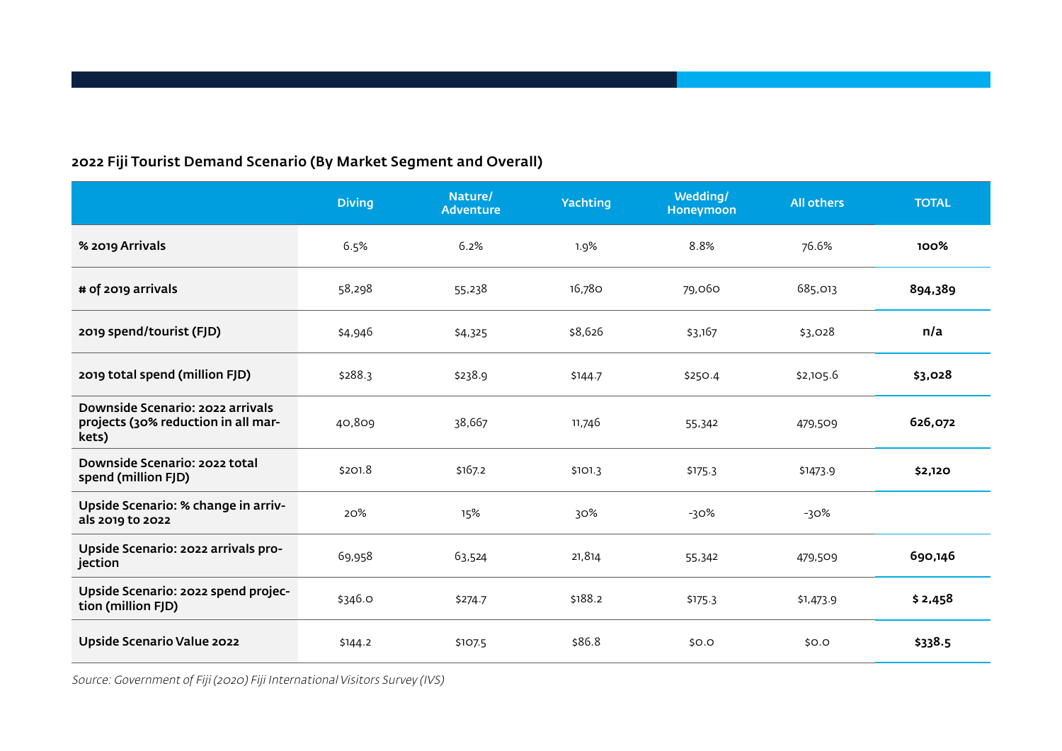### 2022 Fiji Tourist Demand Scenario (By Market Segment and Overall)

| | Diving | Nature/ Adventure | Yachting | Wedding/ Honeymoon | All others | TOTAL |
|---|---|---|---|---|---|---|
| **% 2019 Arrivals** | 6.5% | 6.2% | 1.9% | 8.8% | 76.6% | **100%** |
| **# of 2019 arrivals** | 58,298 | 55,238 | 16,780 | 79,060 | 685,013 | **894,389** |
| **2019 spend/tourist (FJD)** | $4,946 | $4,325 | $8,626 | $3,167 | $3,028 | **n/a** |
| **2019 total spend (million FJD)** | $288.3 | $238.9 | $144.7 | $250.4 | $2,105.6 | **$3,028** |
| **Downside Scenario: 2022 arrivals projects (30% reduction in all markets)** | 40,809 | 38,667 | 11,746 | 55,342 | 479,509 | **626,072** |
| **Downside Scenario: 2022 total spend (million FJD)** | $201.8 | $167.2 | $101.3 | $175.3 | $1473.9 | **$2,120** |
| **Upside Scenario: % change in arrivals 2019 to 2022** | 20% | 15% | 30% | -30% | -30% | |
| **Upside Scenario: 2022 arrivals projection** | 69,958 | 63,524 | 21,814 | 55,342 | 479,509 | **690,146** |
| **Upside Scenario: 2022 spend projection (million FJD)** | $346.0 | $274.7 | $188.2 | $175.3 | $1,473.9 | **$ 2,458** |
| **Upside Scenario Value 2022** | $144.2 | $107.5 | $86.8 | $0.0 | $0.0 | **$338.5** |

*Source: Government of Fiji (2020) Fiji International Visitors Survey (IVS)*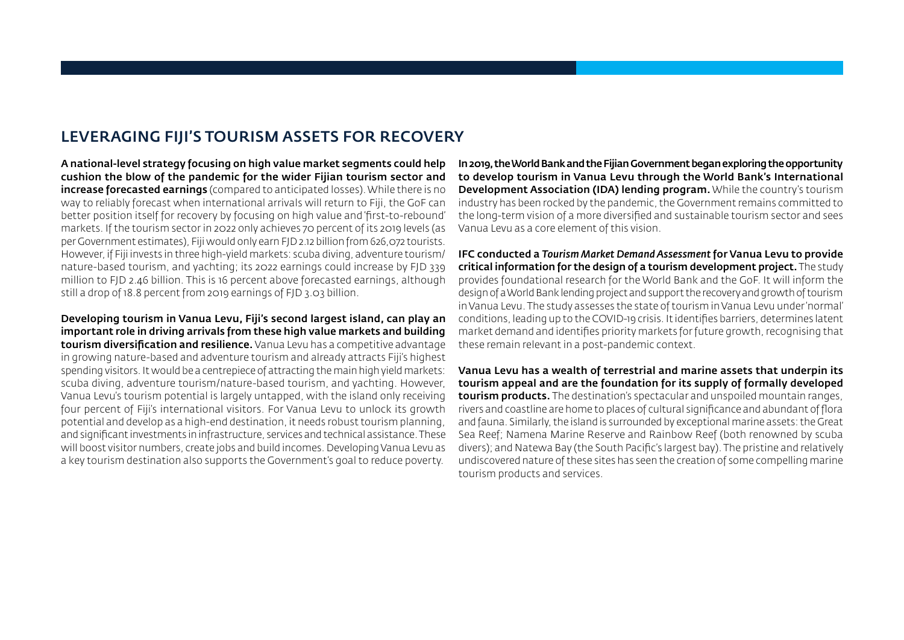## LEVERAGING FIJI'S TOURISM ASSETS FOR RECOVERY

**A national-level strategy focusing on high value market segments could help cushion the blow of the pandemic for the wider Fijian tourism sector and increase forecasted earnings** (compared to anticipated losses). While there is no way to reliably forecast when international arrivals will return to Fiji, the GoF can better position itself for recovery by focusing on high value and 'first-to-rebound' markets. If the tourism sector in 2022 only achieves 70 percent of its 2019 levels (as per Government estimates), Fiji would only earn FJD 2.12 billion from 626,072 tourists. However, if Fiji invests in three high-yield markets: scuba diving, adventure tourism/ nature-based tourism, and yachting; its 2022 earnings could increase by FJD 339 million to FJD 2.46 billion. This is 16 percent above forecasted earnings, although still a drop of 18.8 percent from 2019 earnings of FJD 3.03 billion.

**Developing tourism in Vanua Levu, Fiji's second largest island, can play an important role in driving arrivals from these high value markets and building tourism diversification and resilience.** Vanua Levu has a competitive advantage in growing nature-based and adventure tourism and already attracts Fiji's highest spending visitors. It would be a centrepiece of attracting the main high yield markets: scuba diving, adventure tourism/nature-based tourism, and yachting. However, Vanua Levu's tourism potential is largely untapped, with the island only receiving four percent of Fiji's international visitors. For Vanua Levu to unlock its growth potential and develop as a high-end destination, it needs robust tourism planning, and significant investments in infrastructure, services and technical assistance. These will boost visitor numbers, create jobs and build incomes. Developing Vanua Levu as a key tourism destination also supports the Government's goal to reduce poverty.

**In 2019, the World Bank and the Fijian Government began exploring the opportunity to develop tourism in Vanua Levu through the World Bank's International Development Association (IDA) lending program.** While the country's tourism industry has been rocked by the pandemic, the Government remains committed to the long-term vision of a more diversified and sustainable tourism sector and sees Vanua Levu as a core element of this vision.

**IFC conducted a *Tourism Market Demand Assessment* for Vanua Levu to provide critical information for the design of a tourism development project.** The study provides foundational research for the World Bank and the GoF. It will inform the design of a World Bank lending project and support the recovery and growth of tourism in Vanua Levu. The study assesses the state of tourism in Vanua Levu under 'normal' conditions, leading up to the COVID-19 crisis. It identifies barriers, determines latent market demand and identifies priority markets for future growth, recognising that these remain relevant in a post-pandemic context.

**Vanua Levu has a wealth of terrestrial and marine assets that underpin its tourism appeal and are the foundation for its supply of formally developed tourism products.** The destination's spectacular and unspoiled mountain ranges, rivers and coastline are home to places of cultural significance and abundant of flora and fauna. Similarly, the island is surrounded by exceptional marine assets: the Great Sea Reef; Namena Marine Reserve and Rainbow Reef (both renowned by scuba divers); and Natewa Bay (the South Pacific's largest bay). The pristine and relatively undiscovered nature of these sites has seen the creation of some compelling marine tourism products and services.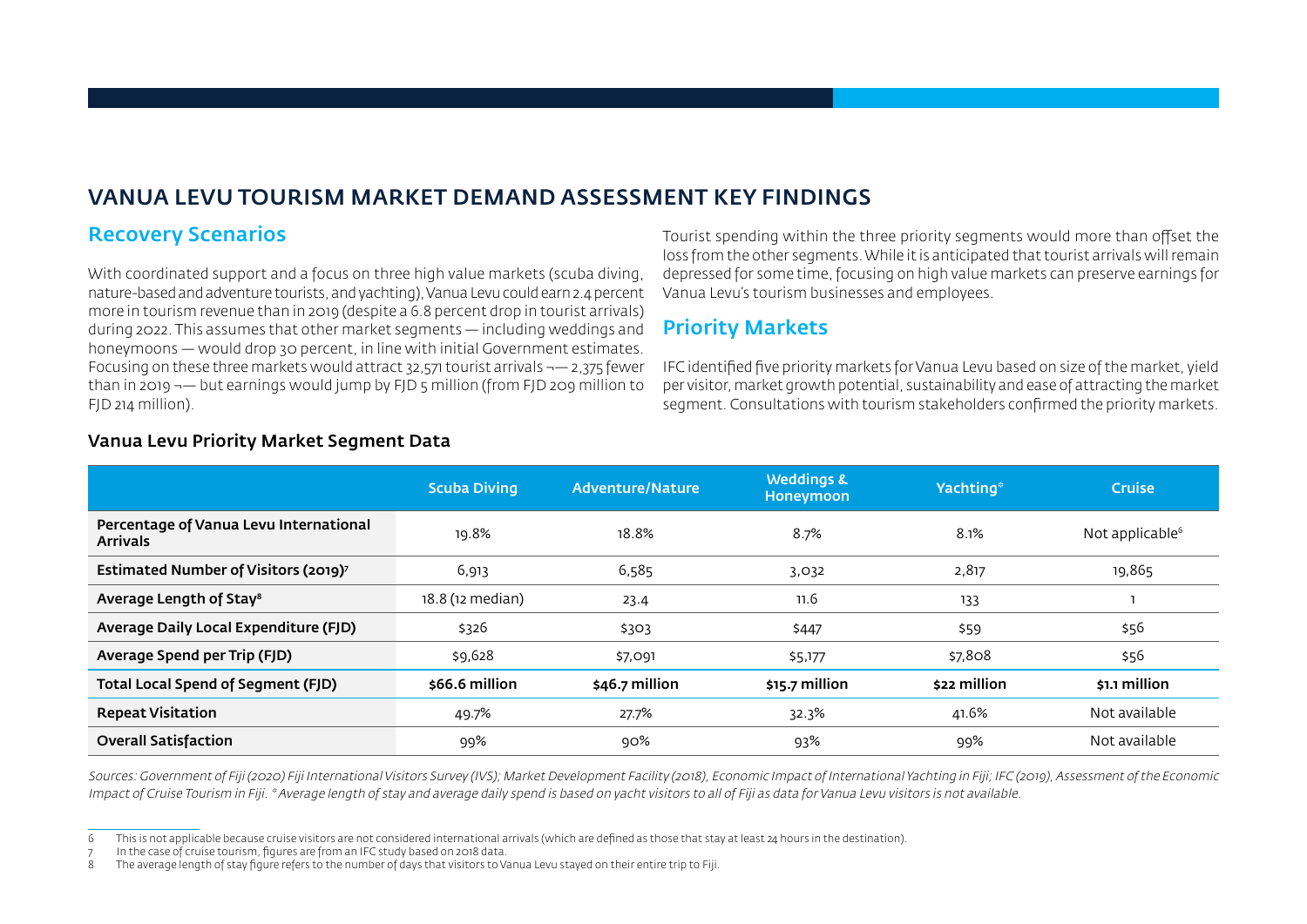# VANUA LEVU TOURISM MARKET DEMAND ASSESSMENT KEY FINDINGS

## Recovery Scenarios

With coordinated support and a focus on three high value markets (scuba diving, nature-based and adventure tourists, and yachting), Vanua Levu could earn 2.4 percent more in tourism revenue than in 2019 (despite a 6.8 percent drop in tourist arrivals) during 2022. This assumes that other market segments — including weddings and honeymoons — would drop 30 percent, in line with initial Government estimates. Focusing on these three markets would attract 32,571 tourist arrivals ¬— 2,375 fewer than in 2019 ¬— but earnings would jump by FJD 5 million (from FJD 209 million to FJD 214 million).

Tourist spending within the three priority segments would more than offset the loss from the other segments. While it is anticipated that tourist arrivals will remain depressed for some time, focusing on high value markets can preserve earnings for Vanua Levu's tourism businesses and employees.

## Priority Markets

IFC identified five priority markets for Vanua Levu based on size of the market, yield per visitor, market growth potential, sustainability and ease of attracting the market segment. Consultations with tourism stakeholders confirmed the priority markets.

### Vanua Levu Priority Market Segment Data

| | Scuba Diving | Adventure/Nature | Weddings & Honeymoon | Yachting* | Cruise |
|---|---|---|---|---|---|
| **Percentage of Vanua Levu International Arrivals** | 19.8% | 18.8% | 8.7% | 8.1% | Not applicable[6] |
| **Estimated Number of Visitors (2019)[7]** | 6,913 | 6,585 | 3,032 | 2,817 | 19,865 |
| **Average Length of Stay[8]** | 18.8 (12 median) | 23.4 | 11.6 | 133 | 1 |
| **Average Daily Local Expenditure (FJD)** | $326 | $303 | $447 | $59 | $56 |
| **Average Spend per Trip (FJD)** | $9,628 | $7,091 | $5,177 | $7,808 | $56 |
| **Total Local Spend of Segment (FJD)** | **$66.6 million** | **$46.7 million** | **$15.7 million** | **$22 million** | **$1.1 million** |
| **Repeat Visitation** | 49.7% | 27.7% | 32.3% | 41.6% | Not available |
| **Overall Satisfaction** | 99% | 90% | 93% | 99% | Not available |

*Sources: Government of Fiji (2020) Fiji International Visitors Survey (IVS); Market Development Facility (2018), Economic Impact of International Yachting in Fiji; IFC (2019), Assessment of the Economic Impact of Cruise Tourism in Fiji. *Average length of stay and average daily spend is based on yacht visitors to all of Fiji as data for Vanua Levu visitors is not available.*

6 This is not applicable because cruise visitors are not considered international arrivals (which are defined as those that stay at least 24 hours in the destination).

7 In the case of cruise tourism, figures are from an IFC study based on 2018 data.

8 The average length of stay figure refers to the number of days that visitors to Vanua Levu stayed on their entire trip to Fiji.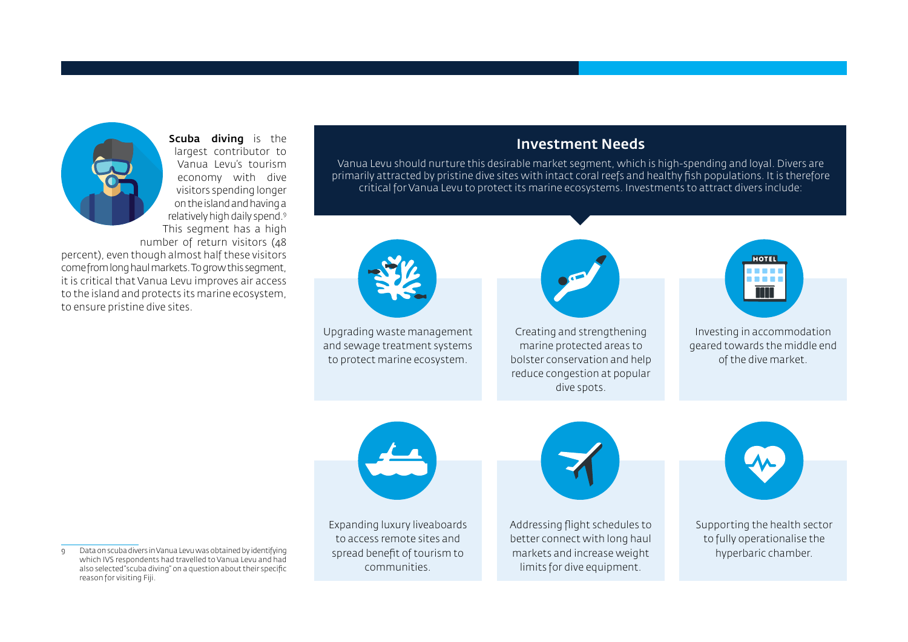**Scuba diving** is the largest contributor to Vanua Levu's tourism economy with dive visitors spending longer on the island and having a relatively high daily spend.[9] This segment has a high number of return visitors (48 percent), even though almost half these visitors come from long haul markets. To grow this segment, it is critical that Vanua Levu improves air access to the island and protects its marine ecosystem, to ensure pristine dive sites.

## Investment Needs

Vanua Levu should nurture this desirable market segment, which is high-spending and loyal. Divers are primarily attracted by pristine dive sites with intact coral reefs and healthy fish populations. It is therefore critical for Vanua Levu to protect its marine ecosystems. Investments to attract divers include:

- Upgrading waste management and sewage treatment systems to protect marine ecosystem.
- Creating and strengthening marine protected areas to bolster conservation and help reduce congestion at popular dive spots.
- Investing in accommodation geared towards the middle end of the dive market.
- Expanding luxury liveaboards to access remote sites and spread benefit of tourism to communities.
- Addressing flight schedules to better connect with long haul markets and increase weight limits for dive equipment.
- Supporting the health sector to fully operationalise the hyperbaric chamber.

---

9 Data on scuba divers in Vanua Levu was obtained by identifying which IVS respondents had travelled to Vanua Levu and had also selected "scuba diving" on a question about their specific reason for visiting Fiji.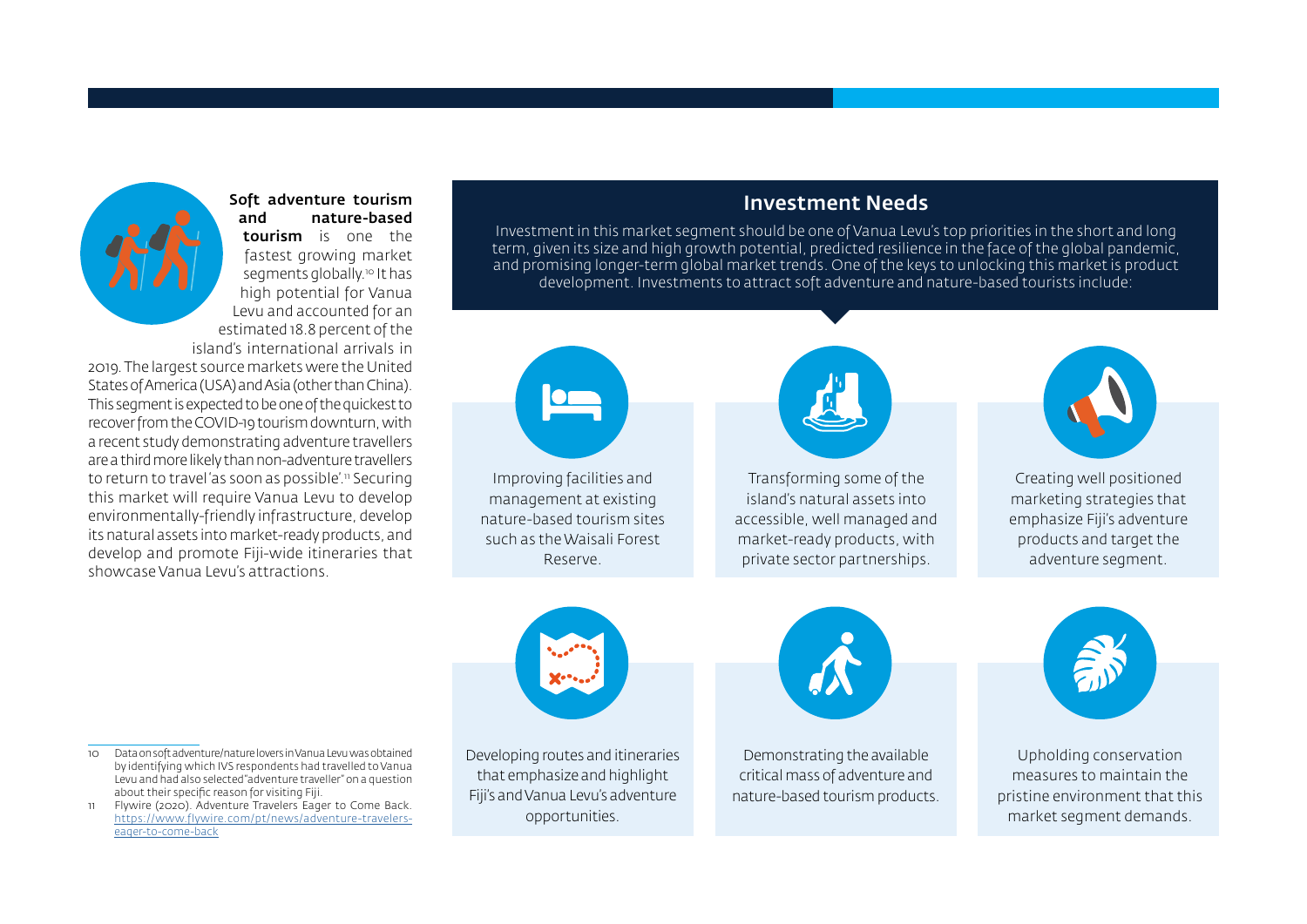**Soft adventure tourism and nature-based tourism** is one the fastest growing market segments globally.[10] It has high potential for Vanua Levu and accounted for an estimated 18.8 percent of the island's international arrivals in 2019. The largest source markets were the United States of America (USA) and Asia (other than China). This segment is expected to be one of the quickest to recover from the COVID-19 tourism downturn, with a recent study demonstrating adventure travellers are a third more likely than non-adventure travellers to return to travel 'as soon as possible'.[11] Securing this market will require Vanua Levu to develop environmentally-friendly infrastructure, develop its natural assets into market-ready products, and develop and promote Fiji-wide itineraries that showcase Vanua Levu's attractions.

## Investment Needs

Investment in this market segment should be one of Vanua Levu's top priorities in the short and long term, given its size and high growth potential, predicted resilience in the face of the global pandemic, and promising longer-term global market trends. One of the keys to unlocking this market is product development. Investments to attract soft adventure and nature-based tourists include:

- Improving facilities and management at existing nature-based tourism sites such as the Waisali Forest Reserve.
- Transforming some of the island's natural assets into accessible, well managed and market-ready products, with private sector partnerships.
- Creating well positioned marketing strategies that emphasize Fiji's adventure products and target the adventure segment.
- Developing routes and itineraries that emphasize and highlight Fiji's and Vanua Levu's adventure opportunities.
- Demonstrating the available critical mass of adventure and nature-based tourism products.
- Upholding conservation measures to maintain the pristine environment that this market segment demands.

---

10 Data on soft adventure/nature lovers in Vanua Levu was obtained by identifying which IVS respondents had travelled to Vanua Levu and had also selected "adventure traveller" on a question about their specific reason for visiting Fiji.

11 Flywire (2020). Adventure Travelers Eager to Come Back. https://www.flywire.com/pt/news/adventure-travelers-eager-to-come-back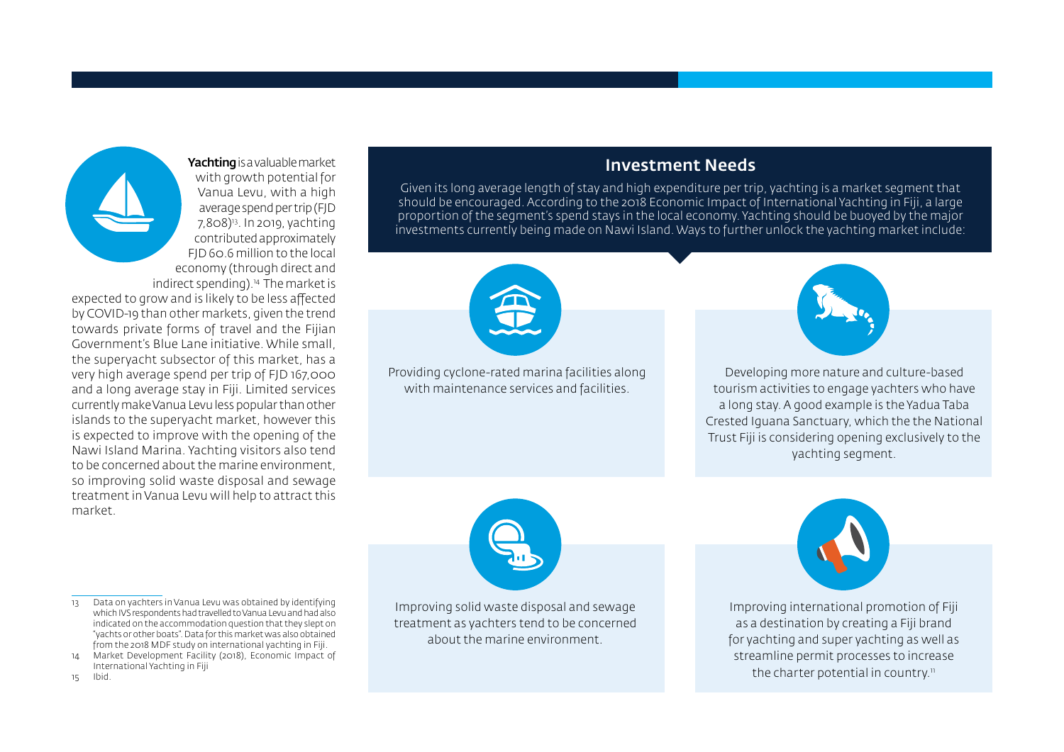**Yachting** is a valuable market with growth potential for Vanua Levu, with a high average spend per trip (FJD 7,808)[13]. In 2019, yachting contributed approximately FJD 60.6 million to the local economy (through direct and indirect spending).[14] The market is expected to grow and is likely to be less affected by COVID-19 than other markets, given the trend towards private forms of travel and the Fijian Government's Blue Lane initiative. While small, the superyacht subsector of this market, has a very high average spend per trip of FJD 167,000 and a long average stay in Fiji. Limited services currently make Vanua Levu less popular than other islands to the superyacht market, however this is expected to improve with the opening of the Nawi Island Marina. Yachting visitors also tend to be concerned about the marine environment, so improving solid waste disposal and sewage treatment in Vanua Levu will help to attract this market.

## Investment Needs

Given its long average length of stay and high expenditure per trip, yachting is a market segment that should be encouraged. According to the 2018 Economic Impact of International Yachting in Fiji, a large proportion of the segment's spend stays in the local economy. Yachting should be buoyed by the major investments currently being made on Nawi Island. Ways to further unlock the yachting market include:

- Providing cyclone-rated marina facilities along with maintenance services and facilities.
- Developing more nature and culture-based tourism activities to engage yachters who have a long stay. A good example is the Yadua Taba Crested Iguana Sanctuary, which the the National Trust Fiji is considering opening exclusively to the yachting segment.
- Improving solid waste disposal and sewage treatment as yachters tend to be concerned about the marine environment.
- Improving international promotion of Fiji as a destination by creating a Fiji brand for yachting and super yachting as well as streamline permit processes to increase the charter potential in country.[11]

---

13 Data on yachters in Vanua Levu was obtained by identifying which IVS respondents had travelled to Vanua Levu and had also indicated on the accommodation question that they slept on "yachts or other boats". Data for this market was also obtained from the 2018 MDF study on international yachting in Fiji.

14 Market Development Facility (2018), Economic Impact of International Yachting in Fiji

15 Ibid.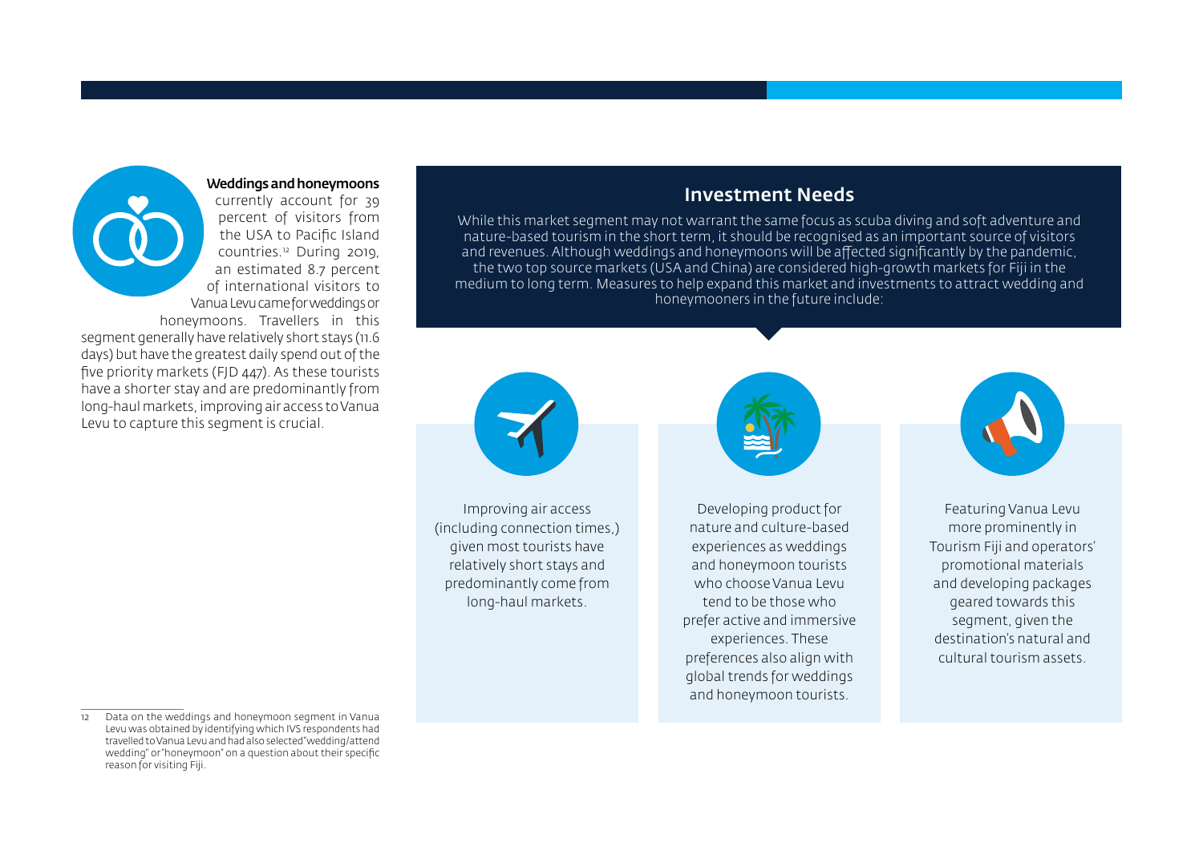**Weddings and honeymoons** currently account for 39 percent of visitors from the USA to Pacific Island countries.[12] During 2019, an estimated 8.7 percent of international visitors to Vanua Levu came for weddings or honeymoons. Travellers in this segment generally have relatively short stays (11.6 days) but have the greatest daily spend out of the five priority markets (FJD 447). As these tourists have a shorter stay and are predominantly from long-haul markets, improving air access to Vanua Levu to capture this segment is crucial.

## Investment Needs

While this market segment may not warrant the same focus as scuba diving and soft adventure and nature-based tourism in the short term, it should be recognised as an important source of visitors and revenues. Although weddings and honeymoons will be affected significantly by the pandemic, the two top source markets (USA and China) are considered high-growth markets for Fiji in the medium to long term. Measures to help expand this market and investments to attract wedding and honeymooners in the future include:

- Improving air access (including connection times,) given most tourists have relatively short stays and predominantly come from long-haul markets.
- Developing product for nature and culture-based experiences as weddings and honeymoon tourists who choose Vanua Levu tend to be those who prefer active and immersive experiences. These preferences also align with global trends for weddings and honeymoon tourists.
- Featuring Vanua Levu more prominently in Tourism Fiji and operators' promotional materials and developing packages geared towards this segment, given the destination's natural and cultural tourism assets.

---

12 Data on the weddings and honeymoon segment in Vanua Levu was obtained by identifying which IVS respondents had travelled to Vanua Levu and had also selected "wedding/attend wedding" or "honeymoon" on a question about their specific reason for visiting Fiji.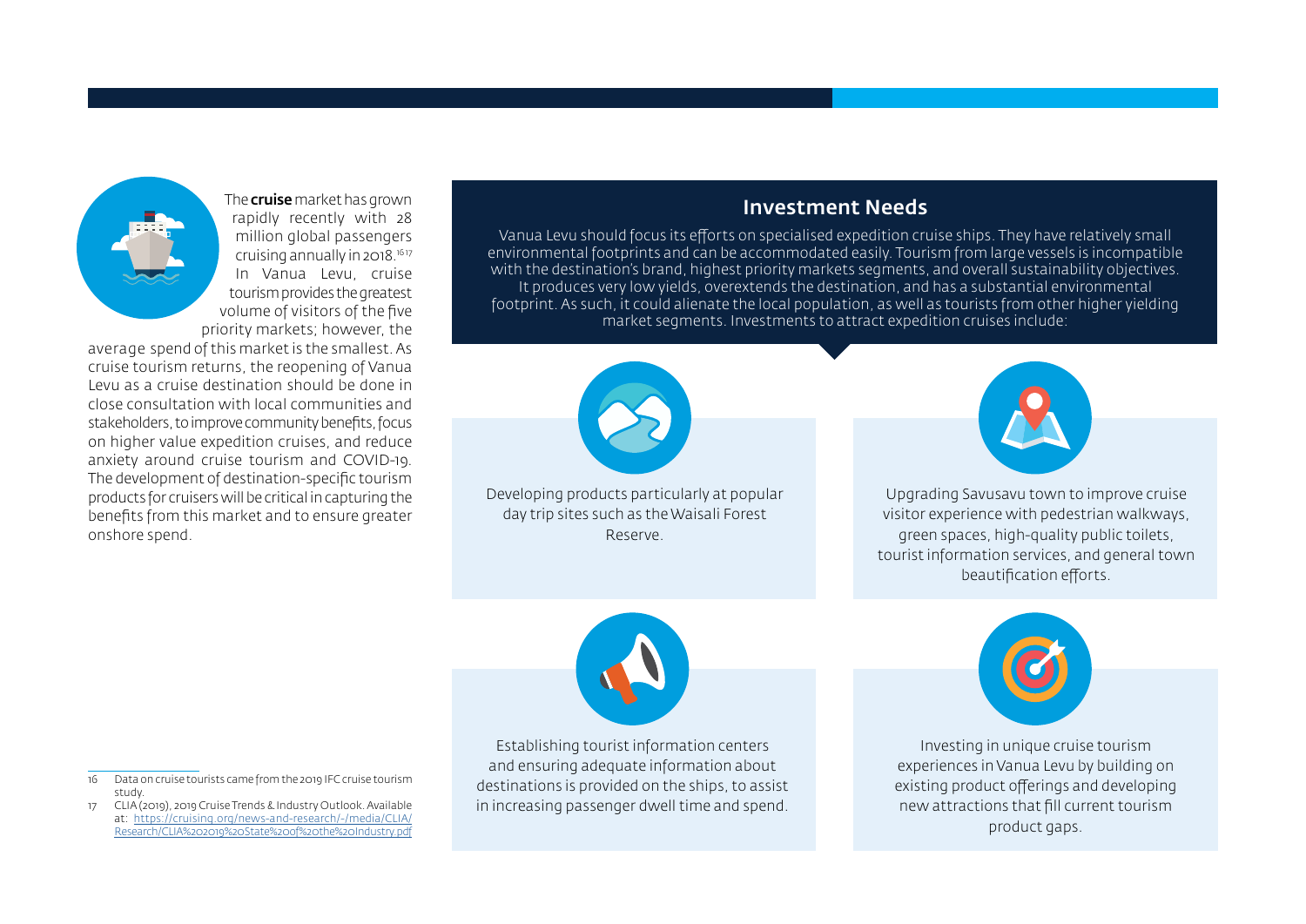The **cruise** market has grown rapidly recently with 28 million global passengers cruising annually in 2018.[16 17] In Vanua Levu, cruise tourism provides the greatest volume of visitors of the five priority markets; however, the average spend of this market is the smallest. As cruise tourism returns, the reopening of Vanua Levu as a cruise destination should be done in close consultation with local communities and stakeholders, to improve community benefits, focus on higher value expedition cruises, and reduce anxiety around cruise tourism and COVID-19. The development of destination-specific tourism products for cruisers will be critical in capturing the benefits from this market and to ensure greater onshore spend.

## Investment Needs

Vanua Levu should focus its efforts on specialised expedition cruise ships. They have relatively small environmental footprints and can be accommodated easily. Tourism from large vessels is incompatible with the destination's brand, highest priority markets segments, and overall sustainability objectives. It produces very low yields, overextends the destination, and has a substantial environmental footprint. As such, it could alienate the local population, as well as tourists from other higher yielding market segments. Investments to attract expedition cruises include:

- Developing products particularly at popular day trip sites such as the Waisali Forest Reserve.
- Upgrading Savusavu town to improve cruise visitor experience with pedestrian walkways, green spaces, high-quality public toilets, tourist information services, and general town beautification efforts.
- Establishing tourist information centers and ensuring adequate information about destinations is provided on the ships, to assist in increasing passenger dwell time and spend.
- Investing in unique cruise tourism experiences in Vanua Levu by building on existing product offerings and developing new attractions that fill current tourism product gaps.

---

16 Data on cruise tourists came from the 2019 IFC cruise tourism study.

17 CLIA (2019), 2019 Cruise Trends & Industry Outlook. Available at: https://cruising.org/news-and-research/-/media/CLIA/Research/CLIA%202019%20State%20of%20the%20Industry.pdf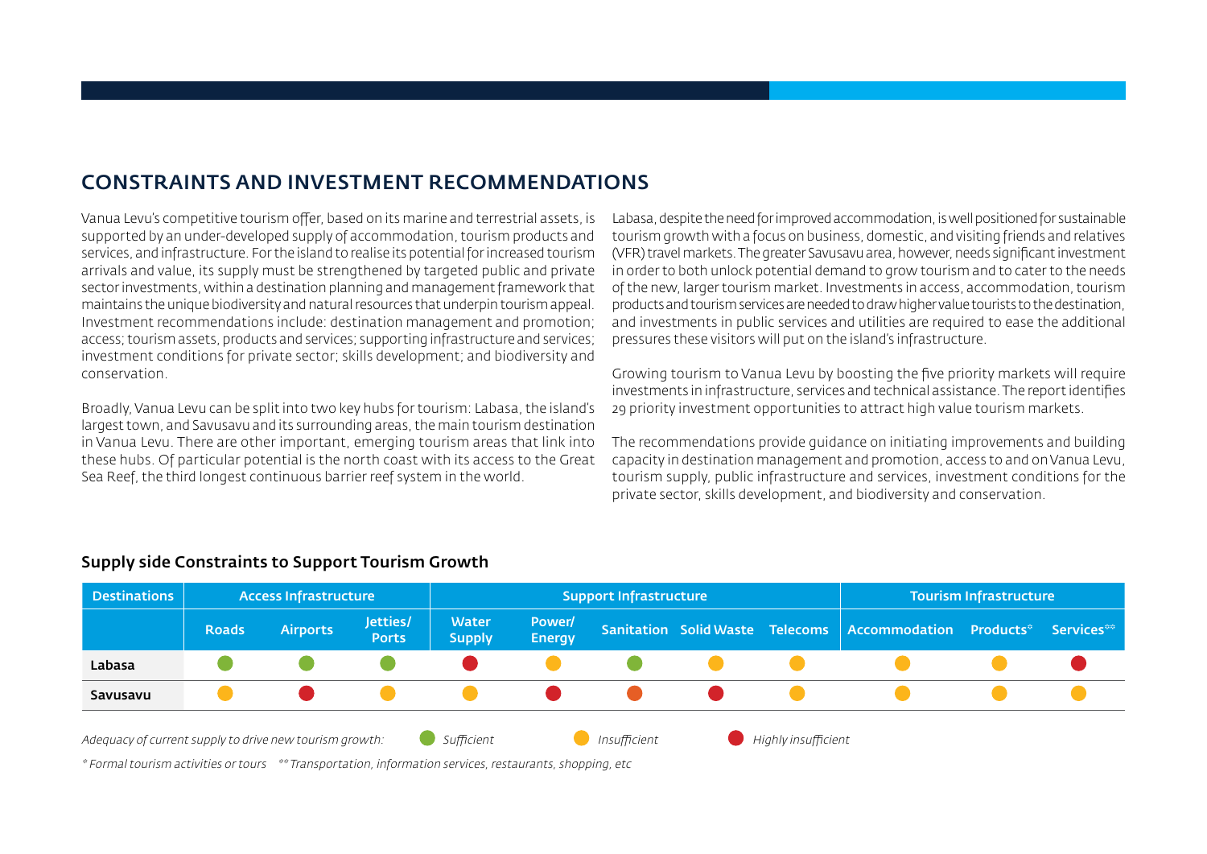## CONSTRAINTS AND INVESTMENT RECOMMENDATIONS

Vanua Levu's competitive tourism offer, based on its marine and terrestrial assets, is supported by an under-developed supply of accommodation, tourism products and services, and infrastructure. For the island to realise its potential for increased tourism arrivals and value, its supply must be strengthened by targeted public and private sector investments, within a destination planning and management framework that maintains the unique biodiversity and natural resources that underpin tourism appeal. Investment recommendations include: destination management and promotion; access; tourism assets, products and services; supporting infrastructure and services; investment conditions for private sector; skills development; and biodiversity and conservation.

Broadly, Vanua Levu can be split into two key hubs for tourism: Labasa, the island's largest town, and Savusavu and its surrounding areas, the main tourism destination in Vanua Levu. There are other important, emerging tourism areas that link into these hubs. Of particular potential is the north coast with its access to the Great Sea Reef, the third longest continuous barrier reef system in the world.

Labasa, despite the need for improved accommodation, is well positioned for sustainable tourism growth with a focus on business, domestic, and visiting friends and relatives (VFR) travel markets. The greater Savusavu area, however, needs significant investment in order to both unlock potential demand to grow tourism and to cater to the needs of the new, larger tourism market. Investments in access, accommodation, tourism products and tourism services are needed to draw higher value tourists to the destination, and investments in public services and utilities are required to ease the additional pressures these visitors will put on the island's infrastructure.

Growing tourism to Vanua Levu by boosting the five priority markets will require investments in infrastructure, services and technical assistance. The report identifies 29 priority investment opportunities to attract high value tourism markets.

The recommendations provide guidance on initiating improvements and building capacity in destination management and promotion, access to and on Vanua Levu, tourism supply, public infrastructure and services, investment conditions for the private sector, skills development, and biodiversity and conservation.

### Supply side Constraints to Support Tourism Growth

| Destinations | Access Infrastructure | | | Support Infrastructure | | | | | Tourism Infrastructure | | |
|---|---|---|---|---|---|---|---|---|---|---|---|
| | Roads | Airports | Jetties/ Ports | Water Supply | Power/ Energy | Sanitation | Solid Waste | Telecoms | Accommodation | Products* | Services** |
| **Labasa** | Sufficient | Sufficient | Sufficient | Highly insufficient | Insufficient | Sufficient | Insufficient | Insufficient | Insufficient | Insufficient | Highly insufficient |
| **Savusavu** | Insufficient | Highly insufficient | Insufficient | Insufficient | Highly insufficient | Highly insufficient | Highly insufficient | Insufficient | Insufficient | Insufficient | Insufficient |

*Adequacy of current supply to drive new tourism growth: Sufficient / Insufficient / Highly insufficient*

*\* Formal tourism activities or tours \*\* Transportation, information services, restaurants, shopping, etc*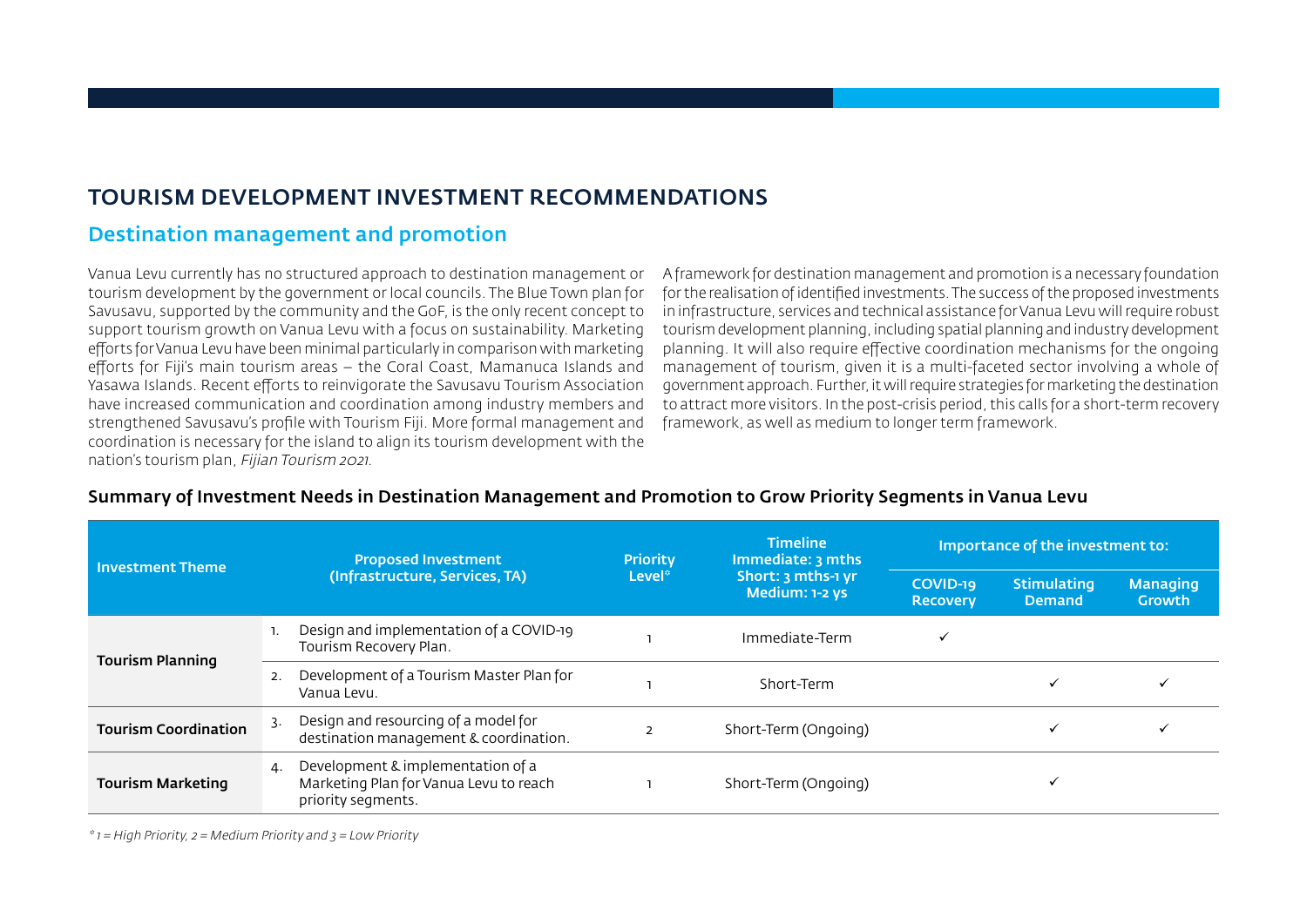# TOURISM DEVELOPMENT INVESTMENT RECOMMENDATIONS

## Destination management and promotion

Vanua Levu currently has no structured approach to destination management or tourism development by the government or local councils. The Blue Town plan for Savusavu, supported by the community and the GoF, is the only recent concept to support tourism growth on Vanua Levu with a focus on sustainability. Marketing efforts for Vanua Levu have been minimal particularly in comparison with marketing efforts for Fiji's main tourism areas – the Coral Coast, Mamanuca Islands and Yasawa Islands. Recent efforts to reinvigorate the Savusavu Tourism Association have increased communication and coordination among industry members and strengthened Savusavu's profile with Tourism Fiji. More formal management and coordination is necessary for the island to align its tourism development with the nation's tourism plan, *Fijian Tourism 2021*.

A framework for destination management and promotion is a necessary foundation for the realisation of identified investments. The success of the proposed investments in infrastructure, services and technical assistance for Vanua Levu will require robust tourism development planning, including spatial planning and industry development planning. It will also require effective coordination mechanisms for the ongoing management of tourism, given it is a multi-faceted sector involving a whole of government approach. Further, it will require strategies for marketing the destination to attract more visitors. In the post-crisis period, this calls for a short-term recovery framework, as well as medium to longer term framework.

### Summary of Investment Needs in Destination Management and Promotion to Grow Priority Segments in Vanua Levu

| Investment Theme | Proposed Investment (Infrastructure, Services, TA) | Priority Level* | Timeline Immediate: 3 mths Short: 3 mths-1 yr Medium: 1-2 ys | Importance of the investment to: | | |
|---|---|---|---|---|---|---|
| | | | | COVID-19 Recovery | Stimulating Demand | Managing Growth |
| Tourism Planning | 1. Design and implementation of a COVID-19 Tourism Recovery Plan. | 1 | Immediate-Term | ✓ | | |
| | 2. Development of a Tourism Master Plan for Vanua Levu. | 1 | Short-Term | | ✓ | ✓ |
| Tourism Coordination | 3. Design and resourcing of a model for destination management & coordination. | 2 | Short-Term (Ongoing) | | ✓ | ✓ |
| Tourism Marketing | 4. Development & implementation of a Marketing Plan for Vanua Levu to reach priority segments. | 1 | Short-Term (Ongoing) | | ✓ | |

*\* 1 = High Priority, 2 = Medium Priority and 3 = Low Priority*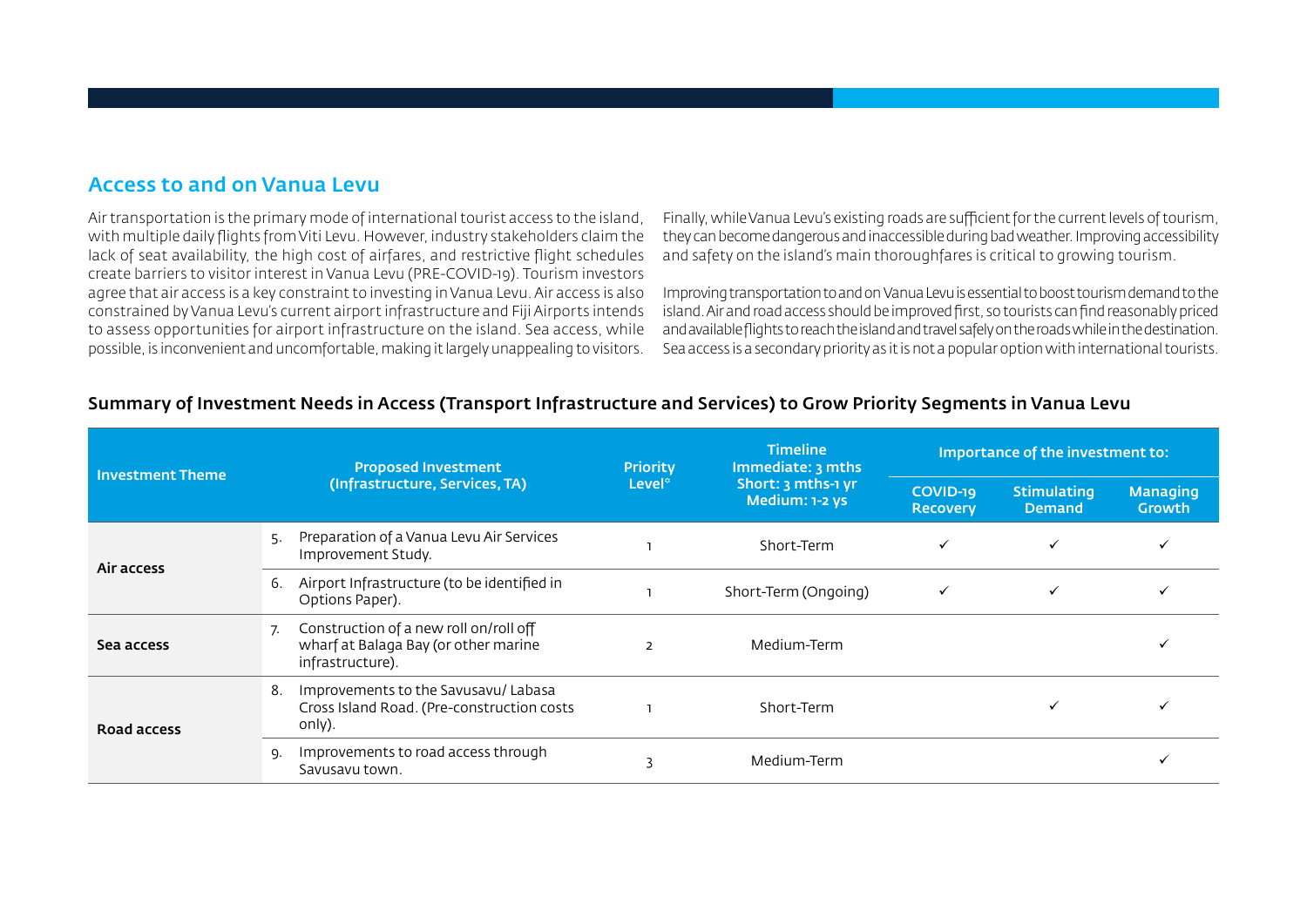## Access to and on Vanua Levu

Air transportation is the primary mode of international tourist access to the island, with multiple daily flights from Viti Levu. However, industry stakeholders claim the lack of seat availability, the high cost of airfares, and restrictive flight schedules create barriers to visitor interest in Vanua Levu (PRE-COVID-19). Tourism investors agree that air access is a key constraint to investing in Vanua Levu. Air access is also constrained by Vanua Levu's current airport infrastructure and Fiji Airports intends to assess opportunities for airport infrastructure on the island. Sea access, while possible, is inconvenient and uncomfortable, making it largely unappealing to visitors.

Finally, while Vanua Levu's existing roads are sufficient for the current levels of tourism, they can become dangerous and inaccessible during bad weather. Improving accessibility and safety on the island's main thoroughfares is critical to growing tourism.

Improving transportation to and on Vanua Levu is essential to boost tourism demand to the island. Air and road access should be improved first, so tourists can find reasonably priced and available flights to reach the island and travel safely on the roads while in the destination. Sea access is a secondary priority as it is not a popular option with international tourists.

### Summary of Investment Needs in Access (Transport Infrastructure and Services) to Grow Priority Segments in Vanua Levu

| Investment Theme | Proposed Investment (Infrastructure, Services, TA) | Priority Level* | Timeline Immediate: 3 mths Short: 3 mths-1 yr Medium: 1-2 ys | Importance of the investment to: | | |
|---|---|---|---|---|---|---|
| | | | | COVID-19 Recovery | Stimulating Demand | Managing Growth |
| Air access | 5. Preparation of a Vanua Levu Air Services Improvement Study. | 1 | Short-Term | ✓ | ✓ | ✓ |
| | 6. Airport Infrastructure (to be identified in Options Paper). | 1 | Short-Term (Ongoing) | ✓ | ✓ | ✓ |
| Sea access | 7. Construction of a new roll on/roll off wharf at Balaga Bay (or other marine infrastructure). | 2 | Medium-Term | | | ✓ |
| Road access | 8. Improvements to the Savusavu/ Labasa Cross Island Road. (Pre-construction costs only). | 1 | Short-Term | | ✓ | ✓ |
| | 9. Improvements to road access through Savusavu town. | 3 | Medium-Term | | | ✓ |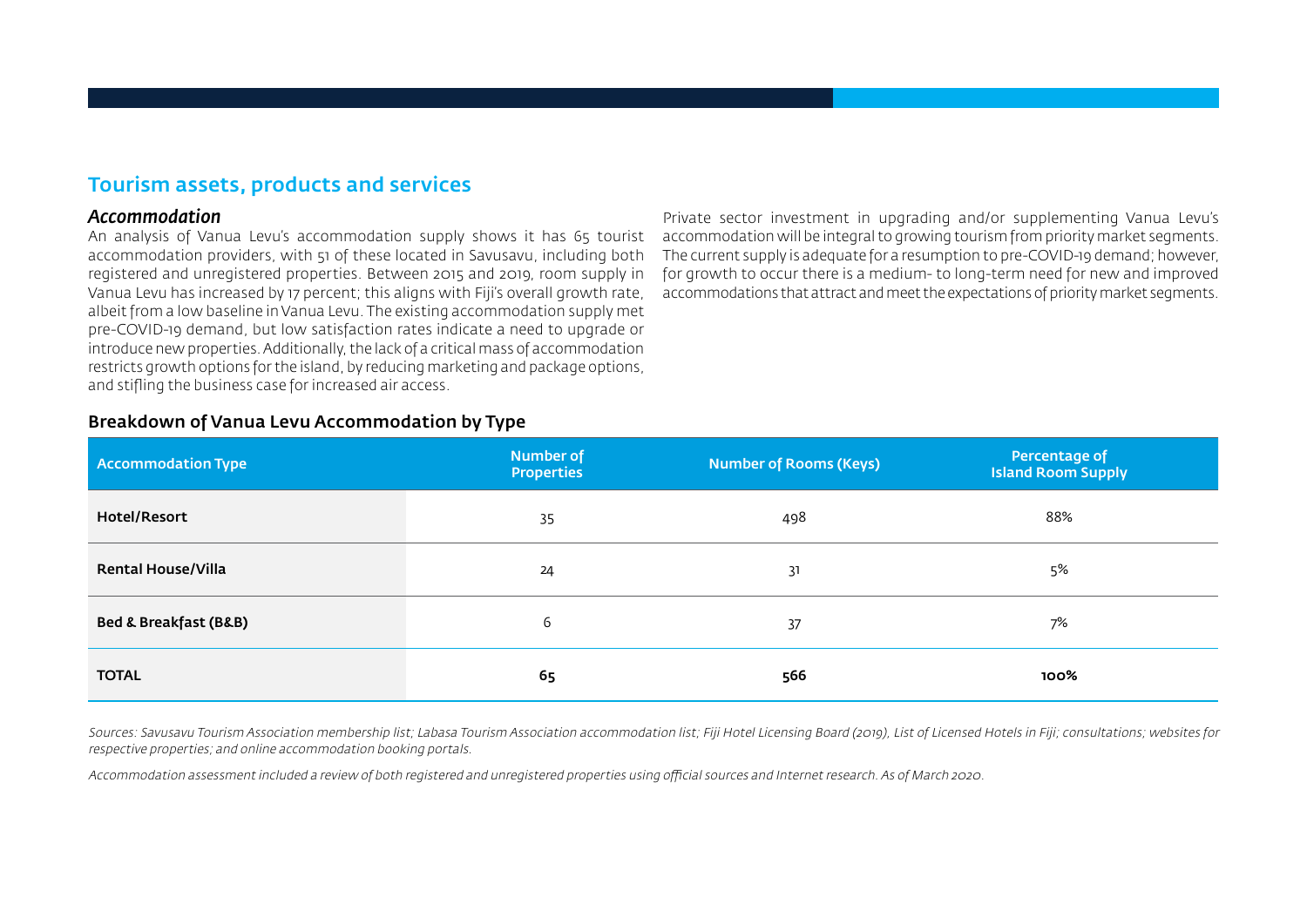## Tourism assets, products and services

### *Accommodation*

An analysis of Vanua Levu's accommodation supply shows it has 65 tourist accommodation providers, with 51 of these located in Savusavu, including both registered and unregistered properties. Between 2015 and 2019, room supply in Vanua Levu has increased by 17 percent; this aligns with Fiji's overall growth rate, albeit from a low baseline in Vanua Levu. The existing accommodation supply met pre-COVID-19 demand, but low satisfaction rates indicate a need to upgrade or introduce new properties. Additionally, the lack of a critical mass of accommodation restricts growth options for the island, by reducing marketing and package options, and stifling the business case for increased air access.

Private sector investment in upgrading and/or supplementing Vanua Levu's accommodation will be integral to growing tourism from priority market segments. The current supply is adequate for a resumption to pre-COVID-19 demand; however, for growth to occur there is a medium- to long-term need for new and improved accommodations that attract and meet the expectations of priority market segments.

### Breakdown of Vanua Levu Accommodation by Type

| Accommodation Type | Number of Properties | Number of Rooms (Keys) | Percentage of Island Room Supply |
|---|---|---|---|
| **Hotel/Resort** | 35 | 498 | 88% |
| **Rental House/Villa** | 24 | 31 | 5% |
| **Bed & Breakfast (B&B)** | 6 | 37 | 7% |
| **TOTAL** | **65** | **566** | **100%** |

*Sources: Savusavu Tourism Association membership list; Labasa Tourism Association accommodation list; Fiji Hotel Licensing Board (2019), List of Licensed Hotels in Fiji; consultations; websites for respective properties; and online accommodation booking portals.*

*Accommodation assessment included a review of both registered and unregistered properties using official sources and Internet research. As of March 2020.*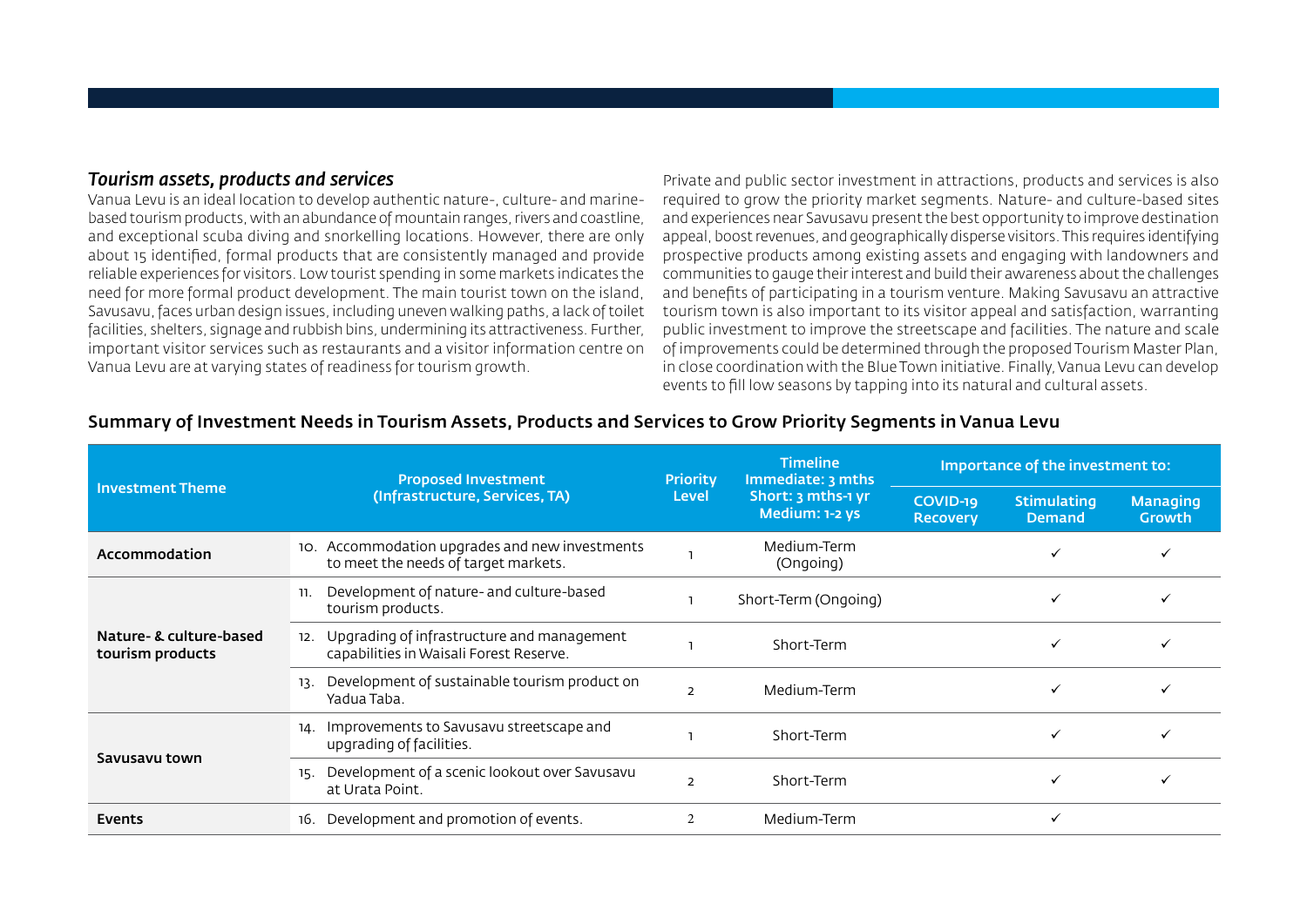### *Tourism assets, products and services*

Vanua Levu is an ideal location to develop authentic nature-, culture- and marine-based tourism products, with an abundance of mountain ranges, rivers and coastline, and exceptional scuba diving and snorkelling locations. However, there are only about 15 identified, formal products that are consistently managed and provide reliable experiences for visitors. Low tourist spending in some markets indicates the need for more formal product development. The main tourist town on the island, Savusavu, faces urban design issues, including uneven walking paths, a lack of toilet facilities, shelters, signage and rubbish bins, undermining its attractiveness. Further, important visitor services such as restaurants and a visitor information centre on Vanua Levu are at varying states of readiness for tourism growth.

Private and public sector investment in attractions, products and services is also required to grow the priority market segments. Nature- and culture-based sites and experiences near Savusavu present the best opportunity to improve destination appeal, boost revenues, and geographically disperse visitors. This requires identifying prospective products among existing assets and engaging with landowners and communities to gauge their interest and build their awareness about the challenges and benefits of participating in a tourism venture. Making Savusavu an attractive tourism town is also important to its visitor appeal and satisfaction, warranting public investment to improve the streetscape and facilities. The nature and scale of improvements could be determined through the proposed Tourism Master Plan, in close coordination with the Blue Town initiative. Finally, Vanua Levu can develop events to fill low seasons by tapping into its natural and cultural assets.

**Summary of Investment Needs in Tourism Assets, Products and Services to Grow Priority Segments in Vanua Levu**

| Investment Theme | Proposed Investment (Infrastructure, Services, TA) | Priority Level | Timeline Immediate: 3 mths Short: 3 mths-1 yr Medium: 1-2 ys | Importance of the investment to: | | |
|---|---|---|---|---|---|---|
| | | | | COVID-19 Recovery | Stimulating Demand | Managing Growth |
| **Accommodation** | 10. Accommodation upgrades and new investments to meet the needs of target markets. | 1 | Medium-Term (Ongoing) | | ✓ | ✓ |
| **Nature- & culture-based tourism products** | 11. Development of nature- and culture-based tourism products. | 1 | Short-Term (Ongoing) | | ✓ | ✓ |
| | 12. Upgrading of infrastructure and management capabilities in Waisali Forest Reserve. | 1 | Short-Term | | ✓ | ✓ |
| | 13. Development of sustainable tourism product on Yadua Taba. | 2 | Medium-Term | | ✓ | ✓ |
| **Savusavu town** | 14. Improvements to Savusavu streetscape and upgrading of facilities. | 1 | Short-Term | | ✓ | ✓ |
| | 15. Development of a scenic lookout over Savusavu at Urata Point. | 2 | Short-Term | | ✓ | ✓ |
| **Events** | 16. Development and promotion of events. | 2 | Medium-Term | | ✓ | |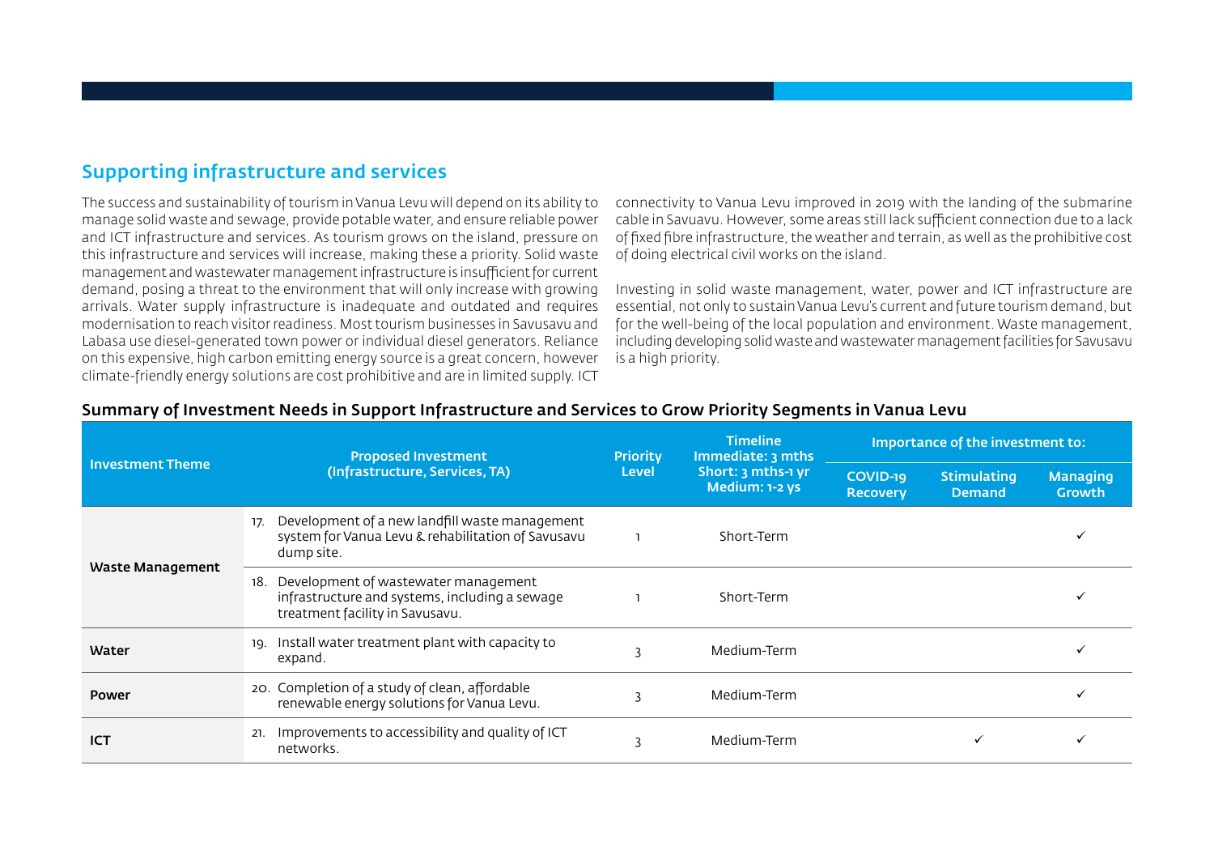## Supporting infrastructure and services

The success and sustainability of tourism in Vanua Levu will depend on its ability to manage solid waste and sewage, provide potable water, and ensure reliable power and ICT infrastructure and services. As tourism grows on the island, pressure on this infrastructure and services will increase, making these a priority. Solid waste management and wastewater management infrastructure is insufficient for current demand, posing a threat to the environment that will only increase with growing arrivals. Water supply infrastructure is inadequate and outdated and requires modernisation to reach visitor readiness. Most tourism businesses in Savusavu and Labasa use diesel-generated town power or individual diesel generators. Reliance on this expensive, high carbon emitting energy source is a great concern, however climate-friendly energy solutions are cost prohibitive and are in limited supply. ICT connectivity to Vanua Levu improved in 2019 with the landing of the submarine cable in Savuavu. However, some areas still lack sufficient connection due to a lack of fixed fibre infrastructure, the weather and terrain, as well as the prohibitive cost of doing electrical civil works on the island.

Investing in solid waste management, water, power and ICT infrastructure are essential, not only to sustain Vanua Levu's current and future tourism demand, but for the well-being of the local population and environment. Waste management, including developing solid waste and wastewater management facilities for Savusavu is a high priority.

### Summary of Investment Needs in Support Infrastructure and Services to Grow Priority Segments in Vanua Levu

| Investment Theme | Proposed Investment (Infrastructure, Services, TA) | Priority Level | Timeline Immediate: 3 mths Short: 3 mths-1 yr Medium: 1-2 ys | Importance of the investment to: | | |
|---|---|---|---|---|---|---|
| | | | | COVID-19 Recovery | Stimulating Demand | Managing Growth |
| Waste Management | 17. Development of a new landfill waste management system for Vanua Levu & rehabilitation of Savusavu dump site. | 1 | Short-Term | | | ✓ |
| | 18. Development of wastewater management infrastructure and systems, including a sewage treatment facility in Savusavu. | 1 | Short-Term | | | ✓ |
| Water | 19. Install water treatment plant with capacity to expand. | 3 | Medium-Term | | | ✓ |
| Power | 20. Completion of a study of clean, affordable renewable energy solutions for Vanua Levu. | 3 | Medium-Term | | | ✓ |
| ICT | 21. Improvements to accessibility and quality of ICT networks. | 3 | Medium-Term | | ✓ | ✓ |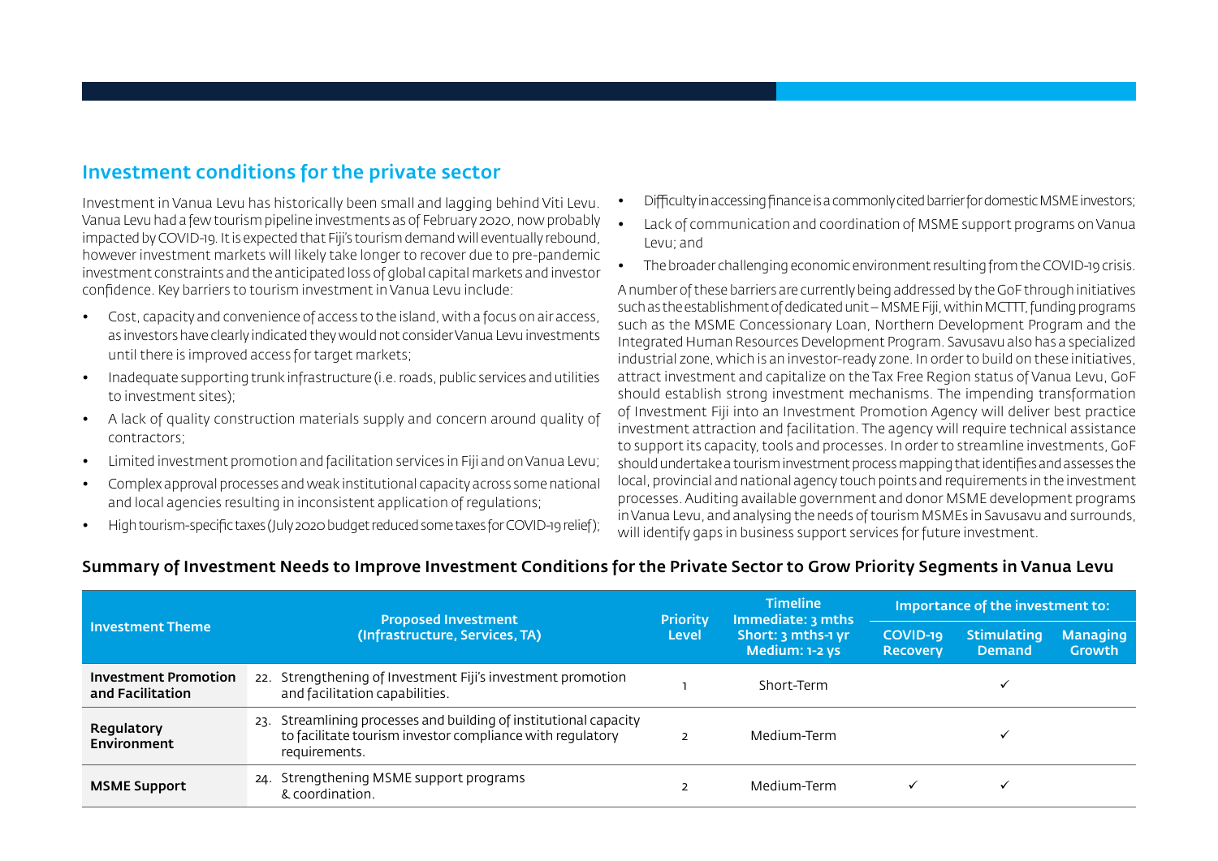## Investment conditions for the private sector

Investment in Vanua Levu has historically been small and lagging behind Viti Levu. Vanua Levu had a few tourism pipeline investments as of February 2020, now probably impacted by COVID-19. It is expected that Fiji's tourism demand will eventually rebound, however investment markets will likely take longer to recover due to pre-pandemic investment constraints and the anticipated loss of global capital markets and investor confidence. Key barriers to tourism investment in Vanua Levu include:

- Cost, capacity and convenience of access to the island, with a focus on air access, as investors have clearly indicated they would not consider Vanua Levu investments until there is improved access for target markets;
- Inadequate supporting trunk infrastructure (i.e. roads, public services and utilities to investment sites);
- A lack of quality construction materials supply and concern around quality of contractors;
- Limited investment promotion and facilitation services in Fiji and on Vanua Levu;
- Complex approval processes and weak institutional capacity across some national and local agencies resulting in inconsistent application of regulations;
- High tourism-specific taxes (July 2020 budget reduced some taxes for COVID-19 relief);
- Difficulty in accessing finance is a commonly cited barrier for domestic MSME investors;
- Lack of communication and coordination of MSME support programs on Vanua Levu; and
- The broader challenging economic environment resulting from the COVID-19 crisis.

A number of these barriers are currently being addressed by the GoF through initiatives such as the establishment of dedicated unit – MSME Fiji, within MCTTT, funding programs such as the MSME Concessionary Loan, Northern Development Program and the Integrated Human Resources Development Program. Savusavu also has a specialized industrial zone, which is an investor-ready zone. In order to build on these initiatives, attract investment and capitalize on the Tax Free Region status of Vanua Levu, GoF should establish strong investment mechanisms. The impending transformation of Investment Fiji into an Investment Promotion Agency will deliver best practice investment attraction and facilitation. The agency will require technical assistance to support its capacity, tools and processes. In order to streamline investments, GoF should undertake a tourism investment process mapping that identifies and assesses the local, provincial and national agency touch points and requirements in the investment processes. Auditing available government and donor MSME development programs in Vanua Levu, and analysing the needs of tourism MSMEs in Savusavu and surrounds, will identify gaps in business support services for future investment.

### Summary of Investment Needs to Improve Investment Conditions for the Private Sector to Grow Priority Segments in Vanua Levu

| Investment Theme | Proposed Investment (Infrastructure, Services, TA) | Priority Level | Timeline Immediate: 3 mths Short: 3 mths-1 yr Medium: 1-2 ys | Importance of the investment to: | | |
|---|---|---|---|---|---|---|
| | | | | COVID-19 Recovery | Stimulating Demand | Managing Growth |
| **Investment Promotion and Facilitation** | 22. Strengthening of Investment Fiji's investment promotion and facilitation capabilities. | 1 | Short-Term | | ✓ | |
| **Regulatory Environment** | 23. Streamlining processes and building of institutional capacity to facilitate tourism investor compliance with regulatory requirements. | 2 | Medium-Term | | ✓ | |
| **MSME Support** | 24. Strengthening MSME support programs & coordination. | 2 | Medium-Term | ✓ | ✓ | |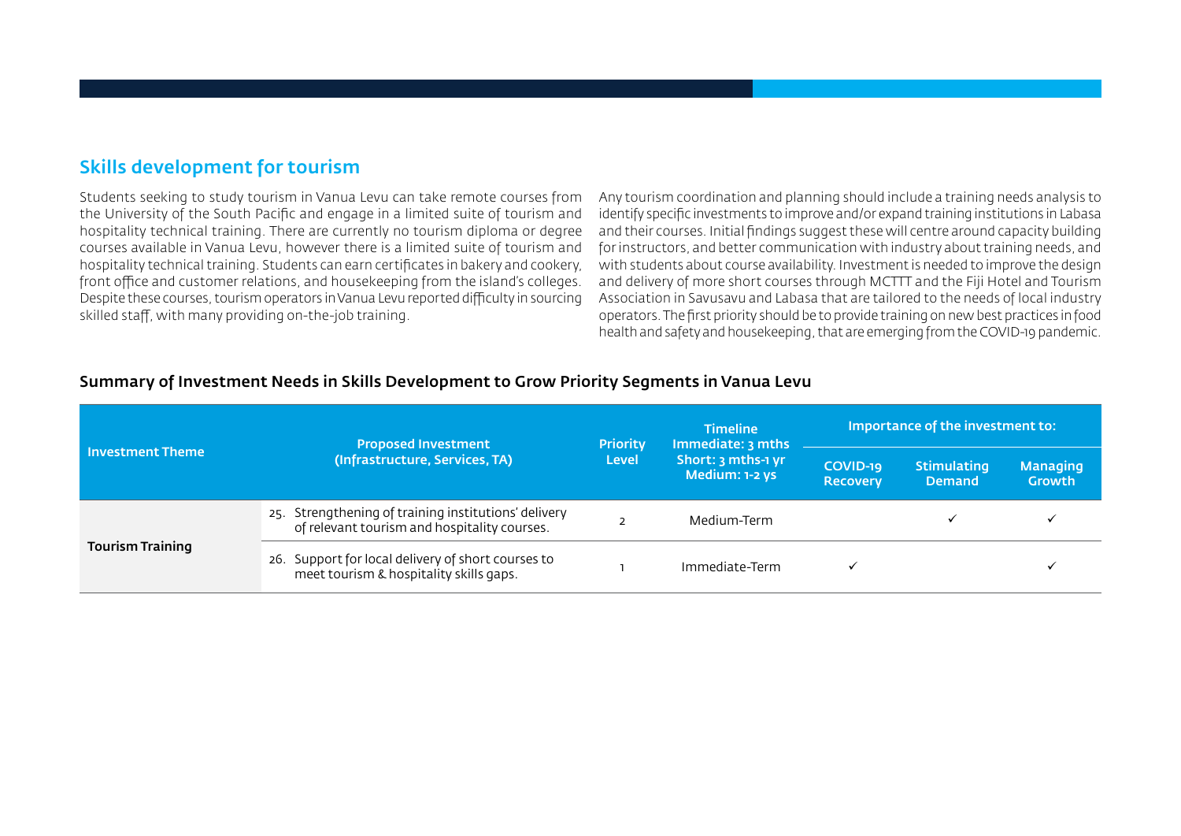## Skills development for tourism

Students seeking to study tourism in Vanua Levu can take remote courses from the University of the South Pacific and engage in a limited suite of tourism and hospitality technical training. There are currently no tourism diploma or degree courses available in Vanua Levu, however there is a limited suite of tourism and hospitality technical training. Students can earn certificates in bakery and cookery, front office and customer relations, and housekeeping from the island's colleges. Despite these courses, tourism operators in Vanua Levu reported difficulty in sourcing skilled staff, with many providing on-the-job training.

Any tourism coordination and planning should include a training needs analysis to identify specific investments to improve and/or expand training institutions in Labasa and their courses. Initial findings suggest these will centre around capacity building for instructors, and better communication with industry about training needs, and with students about course availability. Investment is needed to improve the design and delivery of more short courses through MCTTT and the Fiji Hotel and Tourism Association in Savusavu and Labasa that are tailored to the needs of local industry operators. The first priority should be to provide training on new best practices in food health and safety and housekeeping, that are emerging from the COVID-19 pandemic.

### Summary of Investment Needs in Skills Development to Grow Priority Segments in Vanua Levu

| Investment Theme | Proposed Investment (Infrastructure, Services, TA) | Priority Level | Timeline Immediate: 3 mths Short: 3 mths-1 yr Medium: 1-2 ys | Importance of the investment to: | | |
|---|---|---|---|---|---|---|
| | | | | COVID-19 Recovery | Stimulating Demand | Managing Growth |
| Tourism Training | 25. Strengthening of training institutions' delivery of relevant tourism and hospitality courses. | 2 | Medium-Term | | ✓ | ✓ |
| | 26. Support for local delivery of short courses to meet tourism & hospitality skills gaps. | 1 | Immediate-Term | ✓ | | ✓ |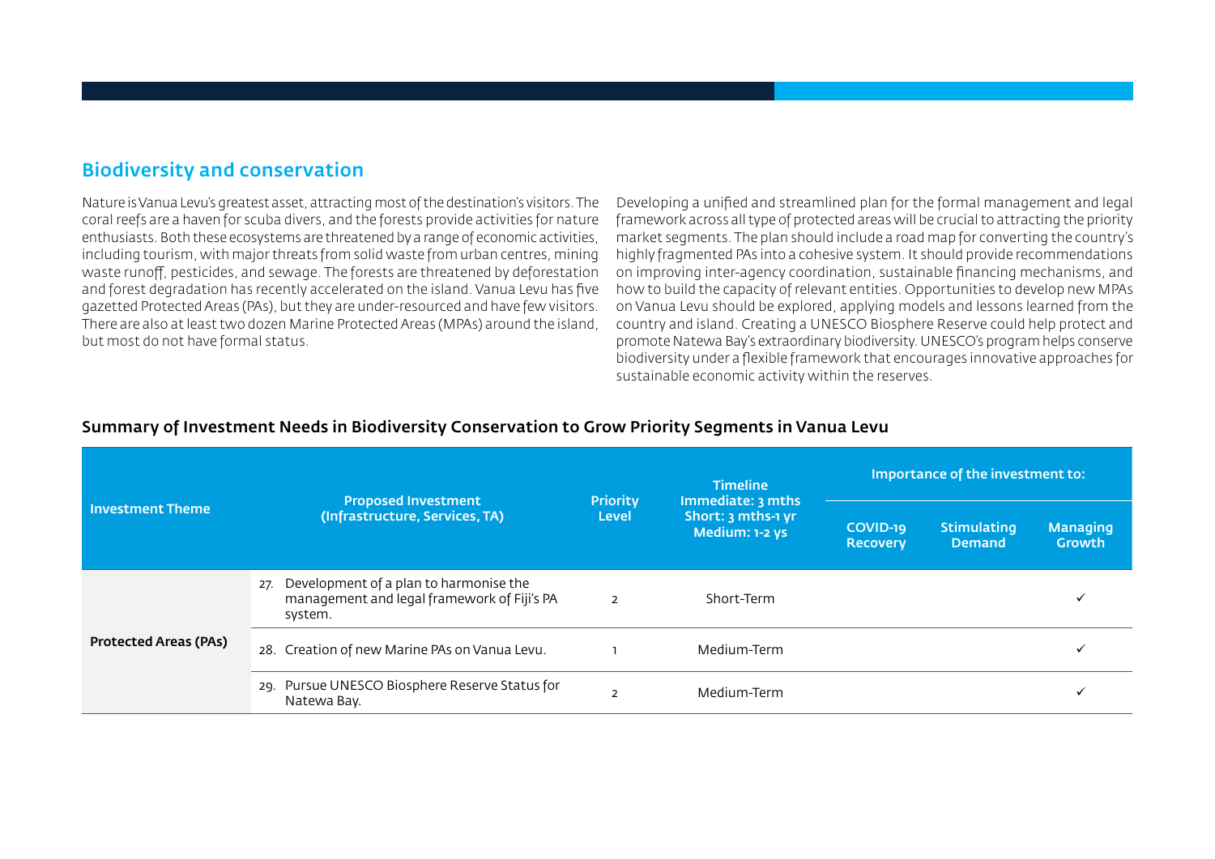## Biodiversity and conservation

Nature is Vanua Levu's greatest asset, attracting most of the destination's visitors. The coral reefs are a haven for scuba divers, and the forests provide activities for nature enthusiasts. Both these ecosystems are threatened by a range of economic activities, including tourism, with major threats from solid waste from urban centres, mining waste runoff, pesticides, and sewage. The forests are threatened by deforestation and forest degradation has recently accelerated on the island. Vanua Levu has five gazetted Protected Areas (PAs), but they are under-resourced and have few visitors. There are also at least two dozen Marine Protected Areas (MPAs) around the island, but most do not have formal status.

Developing a unified and streamlined plan for the formal management and legal framework across all type of protected areas will be crucial to attracting the priority market segments. The plan should include a road map for converting the country's highly fragmented PAs into a cohesive system. It should provide recommendations on improving inter-agency coordination, sustainable financing mechanisms, and how to build the capacity of relevant entities. Opportunities to develop new MPAs on Vanua Levu should be explored, applying models and lessons learned from the country and island. Creating a UNESCO Biosphere Reserve could help protect and promote Natewa Bay's extraordinary biodiversity. UNESCO's program helps conserve biodiversity under a flexible framework that encourages innovative approaches for sustainable economic activity within the reserves.

### Summary of Investment Needs in Biodiversity Conservation to Grow Priority Segments in Vanua Levu

| Investment Theme | Proposed Investment (Infrastructure, Services, TA) | Priority Level | Timeline Immediate: 3 mths Short: 3 mths-1 yr Medium: 1-2 ys | Importance of the investment to: | | |
|---|---|---|---|---|---|---|
| | | | | COVID-19 Recovery | Stimulating Demand | Managing Growth |
| Protected Areas (PAs) | 27. Development of a plan to harmonise the management and legal framework of Fiji's PA system. | 2 | Short-Term | | | ✓ |
| | 28. Creation of new Marine PAs on Vanua Levu. | 1 | Medium-Term | | | ✓ |
| | 29. Pursue UNESCO Biosphere Reserve Status for Natewa Bay. | 2 | Medium-Term | | | ✓ |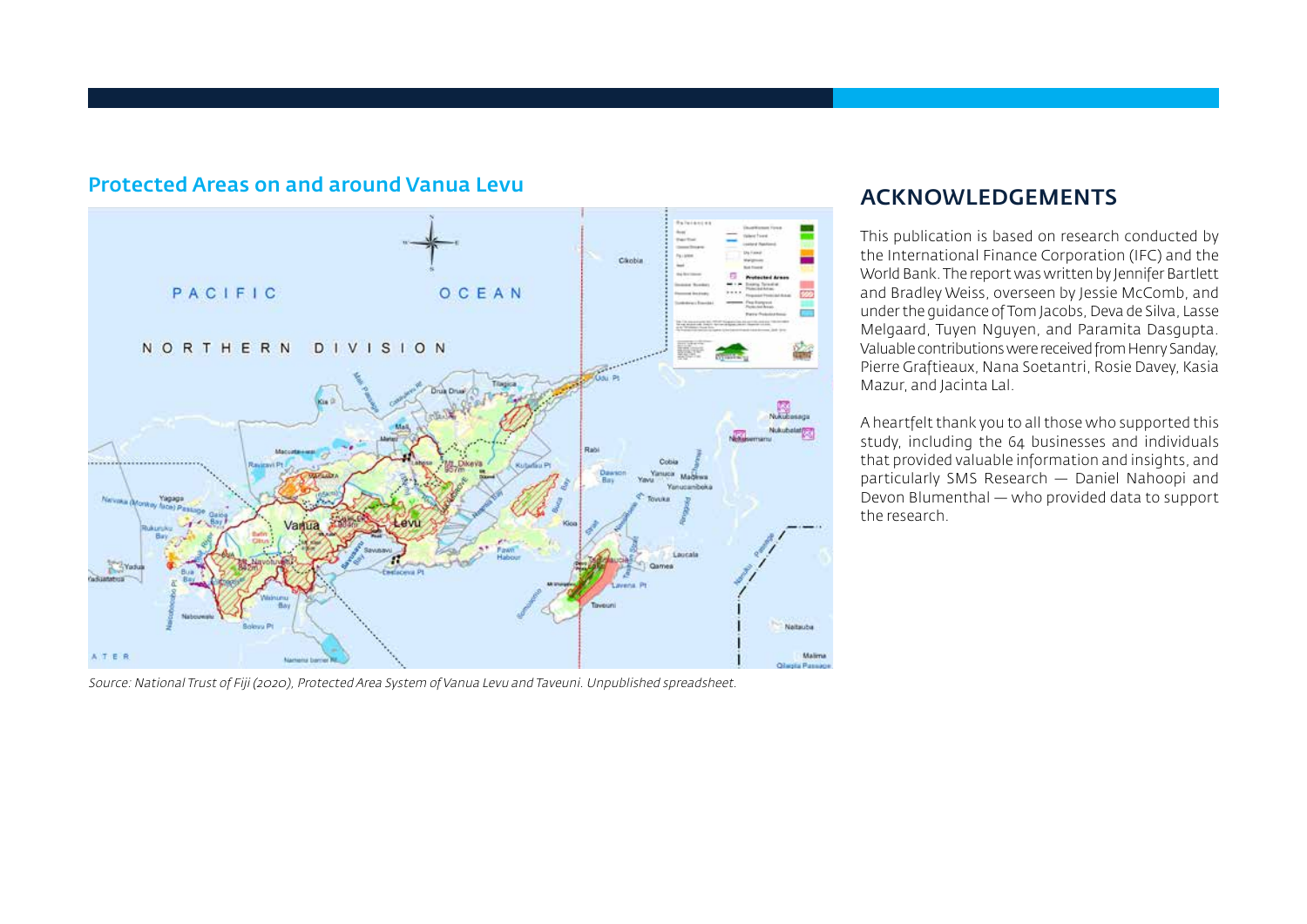## Protected Areas on and around Vanua Levu

*Source: National Trust of Fiji (2020), Protected Area System of Vanua Levu and Taveuni. Unpublished spreadsheet.*

## ACKNOWLEDGEMENTS

This publication is based on research conducted by the International Finance Corporation (IFC) and the World Bank. The report was written by Jennifer Bartlett and Bradley Weiss, overseen by Jessie McComb, and under the guidance of Tom Jacobs, Deva de Silva, Lasse Melgaard, Tuyen Nguyen, and Paramita Dasgupta. Valuable contributions were received from Henry Sanday, Pierre Graftieaux, Nana Soetantri, Rosie Davey, Kasia Mazur, and Jacinta Lal.

A heartfelt thank you to all those who supported this study, including the 64 businesses and individuals that provided valuable information and insights, and particularly SMS Research — Daniel Nahoopi and Devon Blumenthal — who provided data to support the research.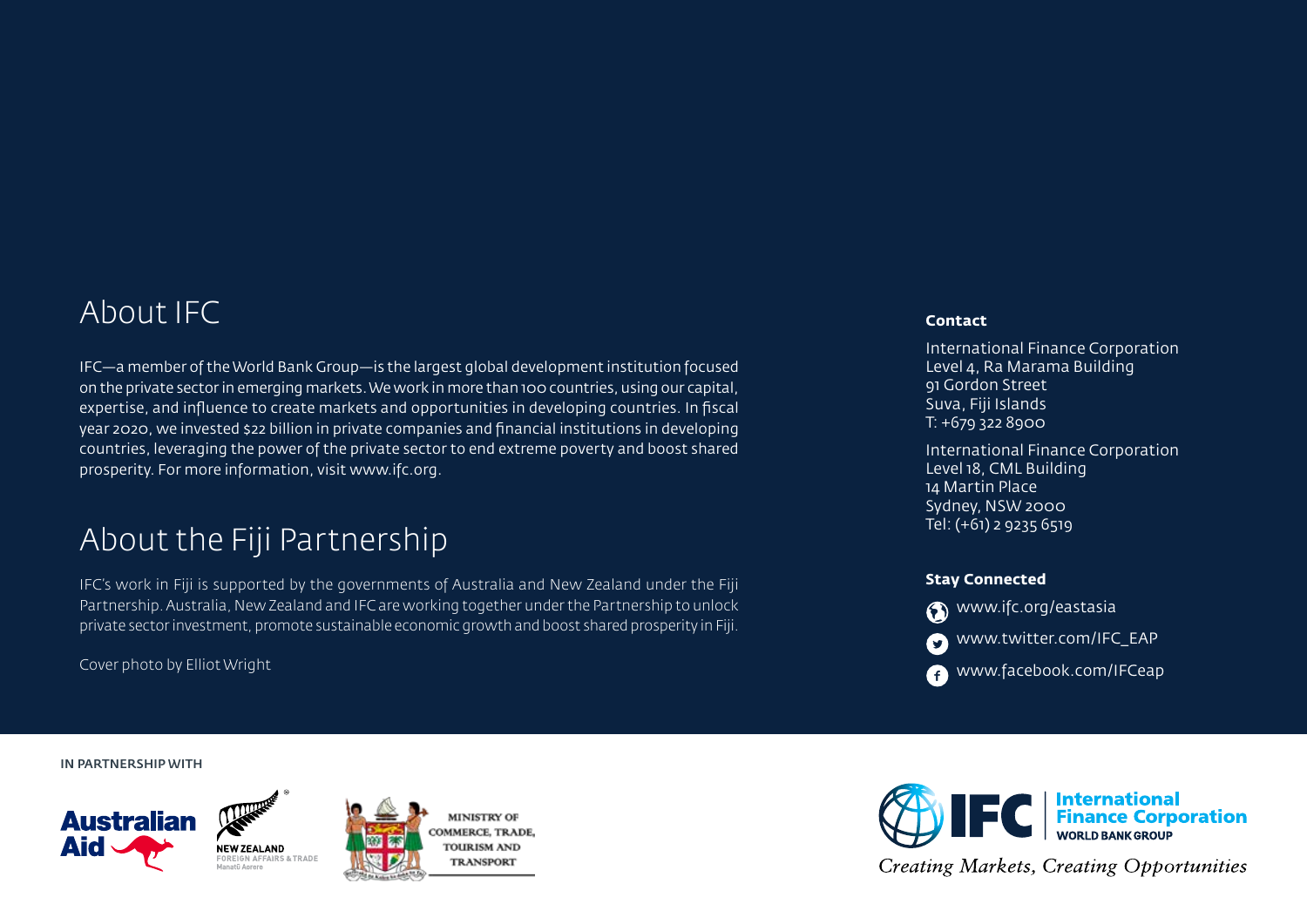## About IFC

IFC—a member of the World Bank Group—is the largest global development institution focused on the private sector in emerging markets. We work in more than 100 countries, using our capital, expertise, and influence to create markets and opportunities in developing countries. In fiscal year 2020, we invested $22 billion in private companies and financial institutions in developing countries, leveraging the power of the private sector to end extreme poverty and boost shared prosperity. For more information, visit www.ifc.org.

## About the Fiji Partnership

IFC's work in Fiji is supported by the governments of Australia and New Zealand under the Fiji Partnership. Australia, New Zealand and IFC are working together under the Partnership to unlock private sector investment, promote sustainable economic growth and boost shared prosperity in Fiji.

Cover photo by Elliot Wright

**Contact**

International Finance Corporation
Level 4, Ra Marama Building
91 Gordon Street
Suva, Fiji Islands
T: +679 322 8900

International Finance Corporation
Level 18, CML Building
14 Martin Place
Sydney, NSW 2000
Tel: (+61) 2 9235 6519

**Stay Connected**

www.ifc.org/eastasia

www.twitter.com/IFC_EAP

www.facebook.com/IFCeap

IN PARTNERSHIP WITH

Australian Aid

NEW ZEALAND
FOREIGN AFFAIRS & TRADE
Manatū Aorere

MINISTRY OF COMMERCE, TRADE, TOURISM AND TRANSPORT

IFC International Finance Corporation
WORLD BANK GROUP

*Creating Markets, Creating Opportunities*